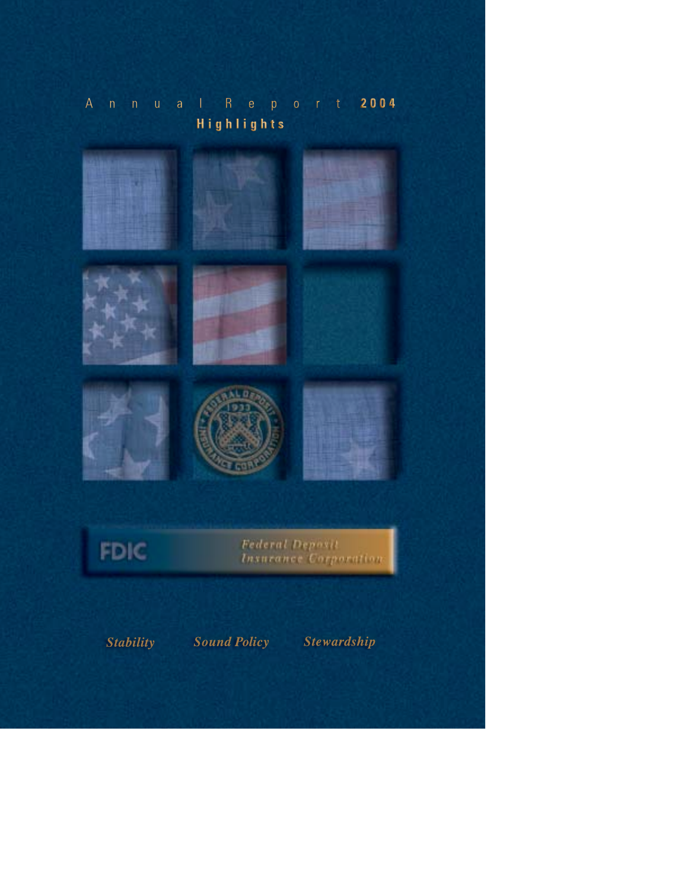# Annual Report 2004

## Highlights

FDIC

*Federal Deposit Insurance Corporation*

*Stability* *Sound Policy* *Stewardship*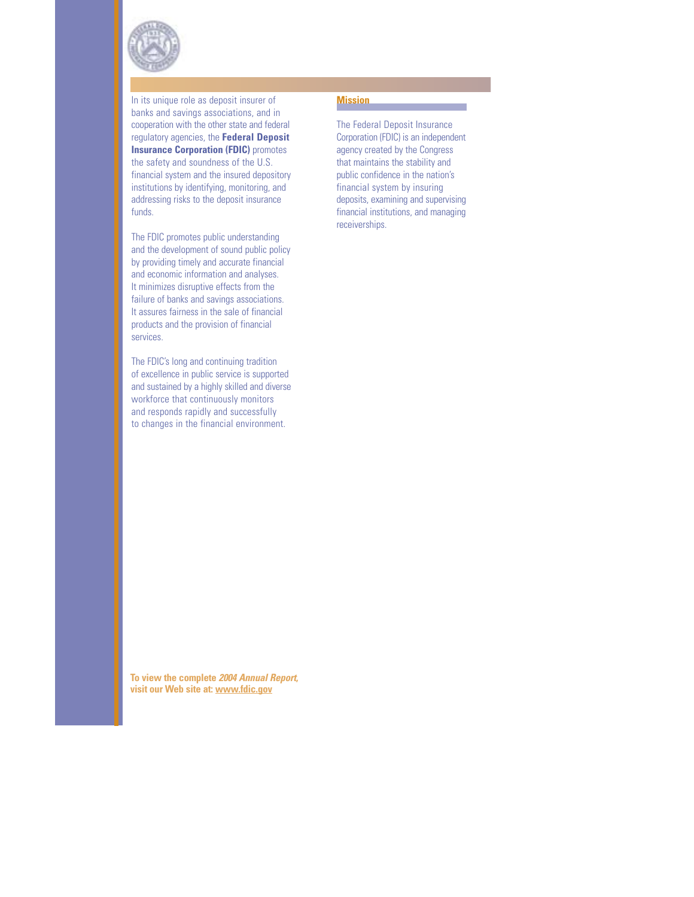In its unique role as deposit insurer of banks and savings associations, and in cooperation with the other state and federal regulatory agencies, the **Federal Deposit Insurance Corporation (FDIC)** promotes the safety and soundness of the U.S. financial system and the insured depository institutions by identifying, monitoring, and addressing risks to the deposit insurance funds.

The FDIC promotes public understanding and the development of sound public policy by providing timely and accurate financial and economic information and analyses. It minimizes disruptive effects from the failure of banks and savings associations. It assures fairness in the sale of financial products and the provision of financial services.

The FDIC's long and continuing tradition of excellence in public service is supported and sustained by a highly skilled and diverse workforce that continuously monitors and responds rapidly and successfully to changes in the financial environment.

## Mission

The Federal Deposit Insurance Corporation (FDIC) is an independent agency created by the Congress that maintains the stability and public confidence in the nation's financial system by insuring deposits, examining and supervising financial institutions, and managing receiverships.

**To view the complete *2004 Annual Report,* visit our Web site at: www.fdic.gov**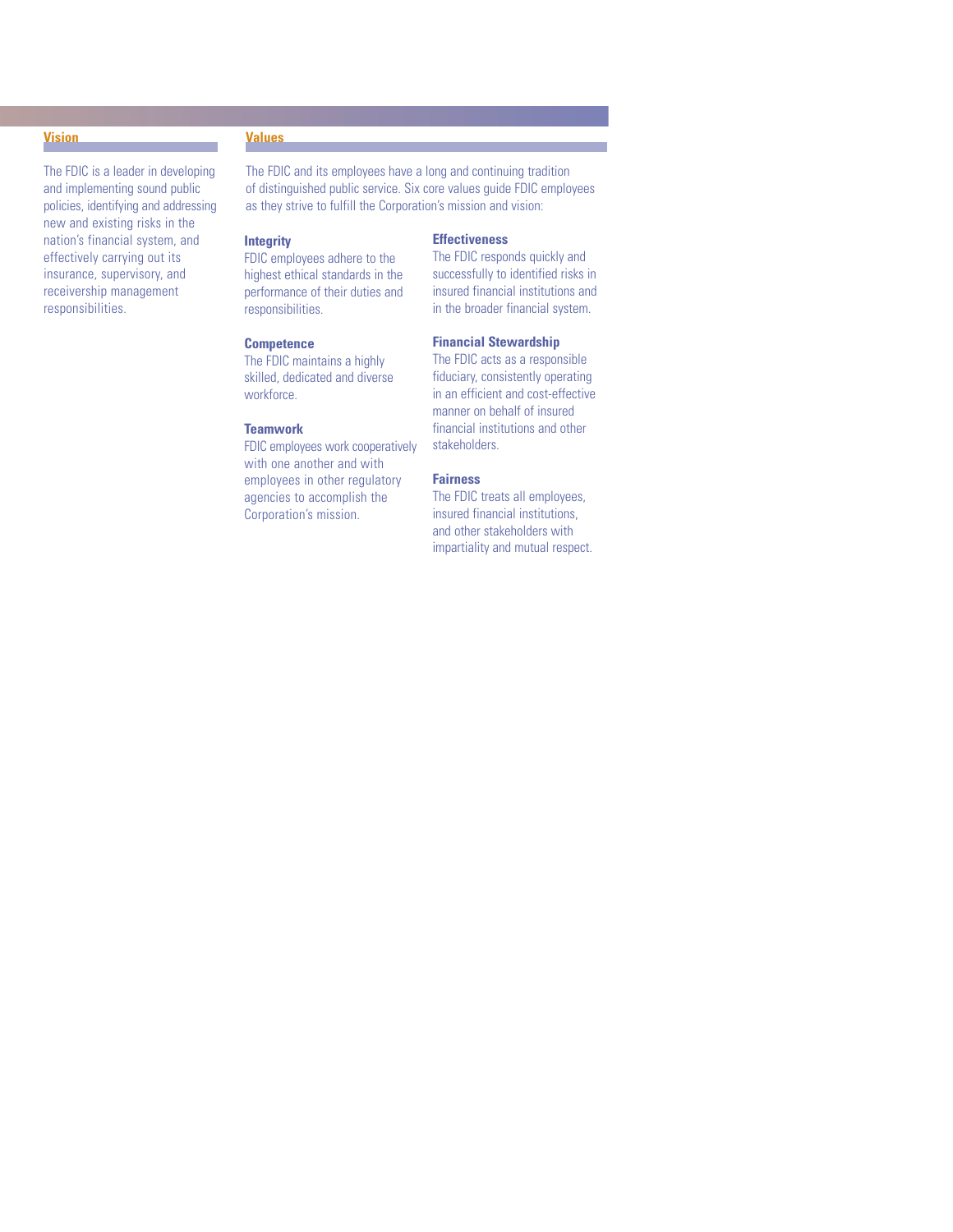## Vision

The FDIC is a leader in developing and implementing sound public policies, identifying and addressing new and existing risks in the nation's financial system, and effectively carrying out its insurance, supervisory, and receivership management responsibilities.

## Values

The FDIC and its employees have a long and continuing tradition of distinguished public service. Six core values guide FDIC employees as they strive to fulfill the Corporation's mission and vision:

**Integrity**
FDIC employees adhere to the highest ethical standards in the performance of their duties and responsibilities.

**Competence**
The FDIC maintains a highly skilled, dedicated and diverse workforce.

**Teamwork**
FDIC employees work cooperatively with one another and with employees in other regulatory agencies to accomplish the Corporation's mission.

**Effectiveness**
The FDIC responds quickly and successfully to identified risks in insured financial institutions and in the broader financial system.

**Financial Stewardship**
The FDIC acts as a responsible fiduciary, consistently operating in an efficient and cost-effective manner on behalf of insured financial institutions and other stakeholders.

**Fairness**
The FDIC treats all employees, insured financial institutions, and other stakeholders with impartiality and mutual respect.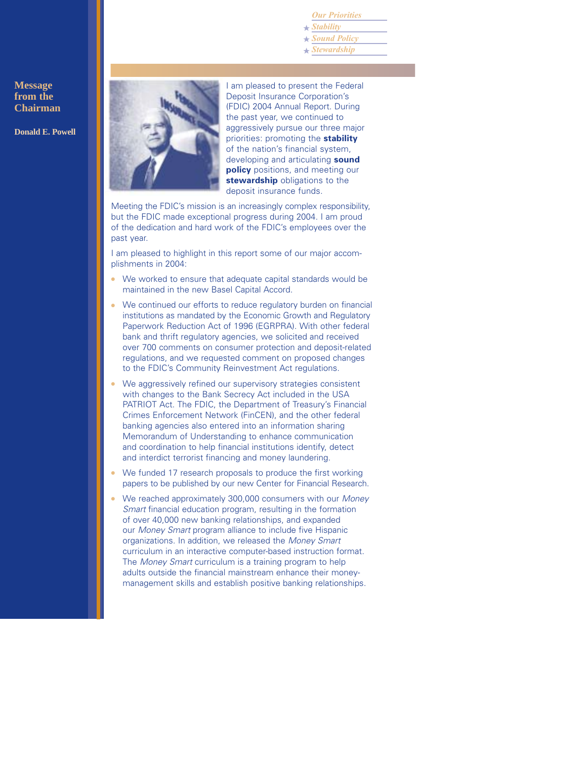*Our Priorities*
- *Stability*
- *Sound Policy*
- *Stewardship*

# Message from the Chairman

**Donald E. Powell**

I am pleased to present the Federal Deposit Insurance Corporation's (FDIC) 2004 Annual Report. During the past year, we continued to aggressively pursue our three major priorities: promoting the **stability** of the nation's financial system, developing and articulating **sound policy** positions, and meeting our **stewardship** obligations to the deposit insurance funds.

Meeting the FDIC's mission is an increasingly complex responsibility, but the FDIC made exceptional progress during 2004. I am proud of the dedication and hard work of the FDIC's employees over the past year.

I am pleased to highlight in this report some of our major accomplishments in 2004:

- We worked to ensure that adequate capital standards would be maintained in the new Basel Capital Accord.
- We continued our efforts to reduce regulatory burden on financial institutions as mandated by the Economic Growth and Regulatory Paperwork Reduction Act of 1996 (EGRPRA). With other federal bank and thrift regulatory agencies, we solicited and received over 700 comments on consumer protection and deposit-related regulations, and we requested comment on proposed changes to the FDIC's Community Reinvestment Act regulations.
- We aggressively refined our supervisory strategies consistent with changes to the Bank Secrecy Act included in the USA PATRIOT Act. The FDIC, the Department of Treasury's Financial Crimes Enforcement Network (FinCEN), and the other federal banking agencies also entered into an information sharing Memorandum of Understanding to enhance communication and coordination to help financial institutions identify, detect and interdict terrorist financing and money laundering.
- We funded 17 research proposals to produce the first working papers to be published by our new Center for Financial Research.
- We reached approximately 300,000 consumers with our *Money Smart* financial education program, resulting in the formation of over 40,000 new banking relationships, and expanded our *Money Smart* program alliance to include five Hispanic organizations. In addition, we released the *Money Smart* curriculum in an interactive computer-based instruction format. The *Money Smart* curriculum is a training program to help adults outside the financial mainstream enhance their money-management skills and establish positive banking relationships.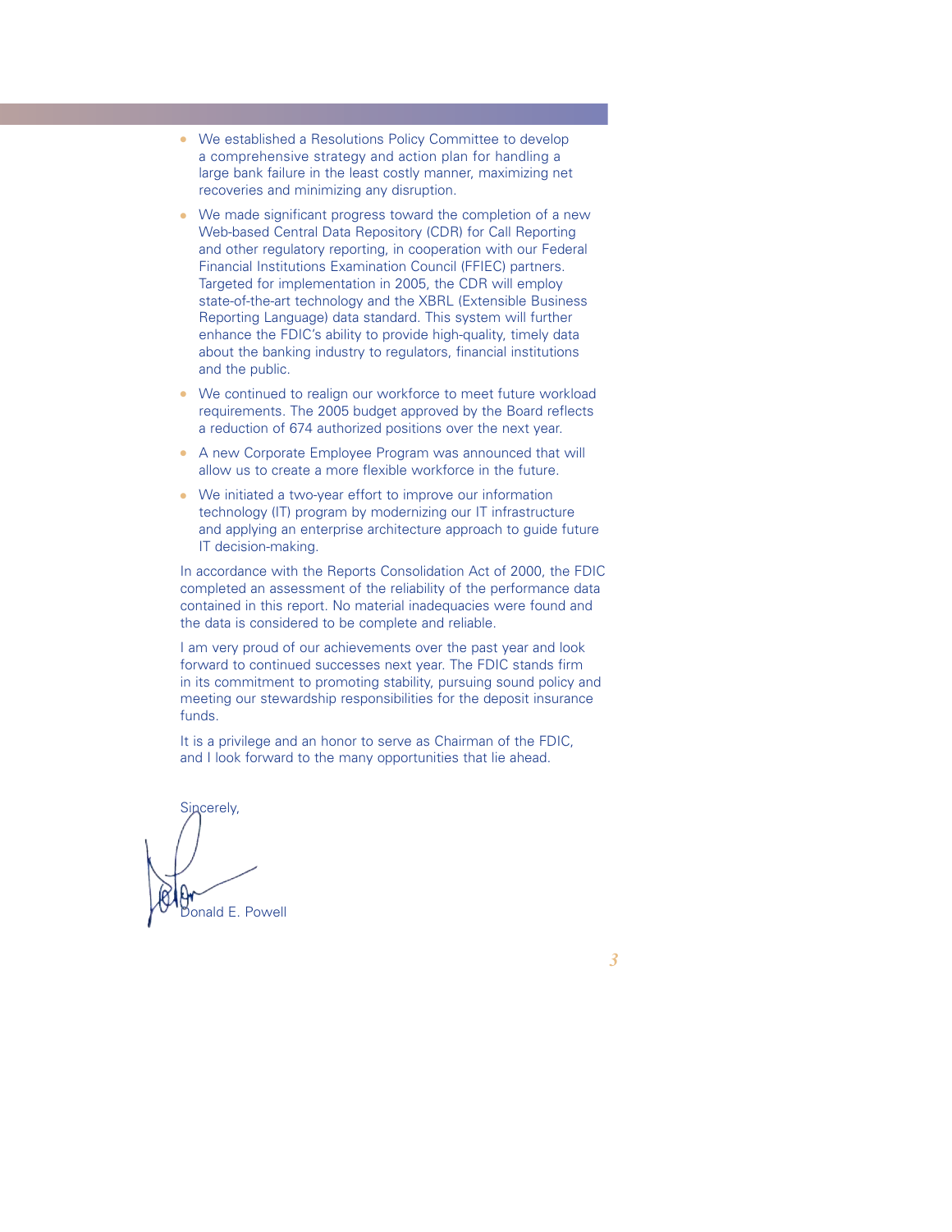- We established a Resolutions Policy Committee to develop a comprehensive strategy and action plan for handling a large bank failure in the least costly manner, maximizing net recoveries and minimizing any disruption.
- We made significant progress toward the completion of a new Web-based Central Data Repository (CDR) for Call Reporting and other regulatory reporting, in cooperation with our Federal Financial Institutions Examination Council (FFIEC) partners. Targeted for implementation in 2005, the CDR will employ state-of-the-art technology and the XBRL (Extensible Business Reporting Language) data standard. This system will further enhance the FDIC's ability to provide high-quality, timely data about the banking industry to regulators, financial institutions and the public.
- We continued to realign our workforce to meet future workload requirements. The 2005 budget approved by the Board reflects a reduction of 674 authorized positions over the next year.
- A new Corporate Employee Program was announced that will allow us to create a more flexible workforce in the future.
- We initiated a two-year effort to improve our information technology (IT) program by modernizing our IT infrastructure and applying an enterprise architecture approach to guide future IT decision-making.

In accordance with the Reports Consolidation Act of 2000, the FDIC completed an assessment of the reliability of the performance data contained in this report. No material inadequacies were found and the data is considered to be complete and reliable.

I am very proud of our achievements over the past year and look forward to continued successes next year. The FDIC stands firm in its commitment to promoting stability, pursuing sound policy and meeting our stewardship responsibilities for the deposit insurance funds.

It is a privilege and an honor to serve as Chairman of the FDIC, and I look forward to the many opportunities that lie ahead.

Sincerely,

Donald E. Powell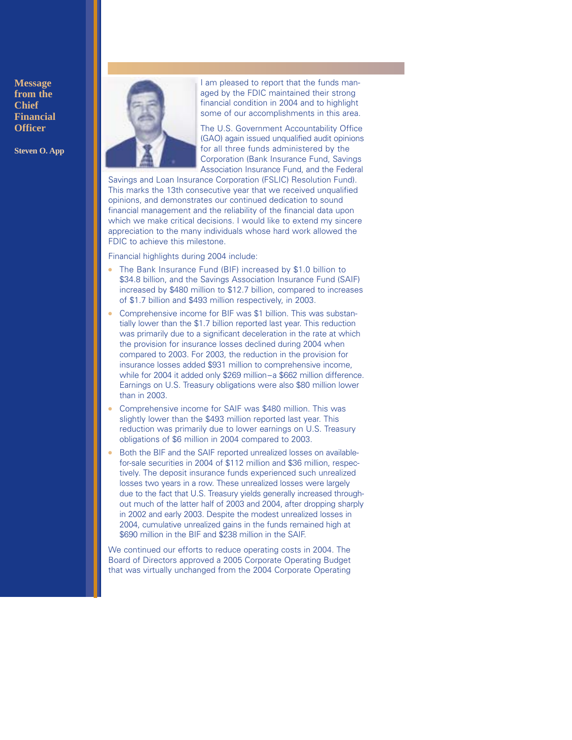# Message from the Chief Financial Officer

**Steven O. App**

I am pleased to report that the funds managed by the FDIC maintained their strong financial condition in 2004 and to highlight some of our accomplishments in this area.

The U.S. Government Accountability Office (GAO) again issued unqualified audit opinions for all three funds administered by the Corporation (Bank Insurance Fund, Savings Association Insurance Fund, and the Federal Savings and Loan Insurance Corporation (FSLIC) Resolution Fund). This marks the 13th consecutive year that we received unqualified opinions, and demonstrates our continued dedication to sound financial management and the reliability of the financial data upon which we make critical decisions. I would like to extend my sincere appreciation to the many individuals whose hard work allowed the FDIC to achieve this milestone.

Financial highlights during 2004 include:

- The Bank Insurance Fund (BIF) increased by $1.0 billion to $34.8 billion, and the Savings Association Insurance Fund (SAIF) increased by $480 million to $12.7 billion, compared to increases of $1.7 billion and $493 million respectively, in 2003.
- Comprehensive income for BIF was $1 billion. This was substantially lower than the $1.7 billion reported last year. This reduction was primarily due to a significant deceleration in the rate at which the provision for insurance losses declined during 2004 when compared to 2003. For 2003, the reduction in the provision for insurance losses added $931 million to comprehensive income, while for 2004 it added only $269 million–a $662 million difference. Earnings on U.S. Treasury obligations were also $80 million lower than in 2003.
- Comprehensive income for SAIF was $480 million. This was slightly lower than the $493 million reported last year. This reduction was primarily due to lower earnings on U.S. Treasury obligations of $6 million in 2004 compared to 2003.
- Both the BIF and the SAIF reported unrealized losses on available-for-sale securities in 2004 of $112 million and $36 million, respectively. The deposit insurance funds experienced such unrealized losses two years in a row. These unrealized losses were largely due to the fact that U.S. Treasury yields generally increased throughout much of the latter half of 2003 and 2004, after dropping sharply in 2002 and early 2003. Despite the modest unrealized losses in 2004, cumulative unrealized gains in the funds remained high at $690 million in the BIF and $238 million in the SAIF.

We continued our efforts to reduce operating costs in 2004. The Board of Directors approved a 2005 Corporate Operating Budget that was virtually unchanged from the 2004 Corporate Operating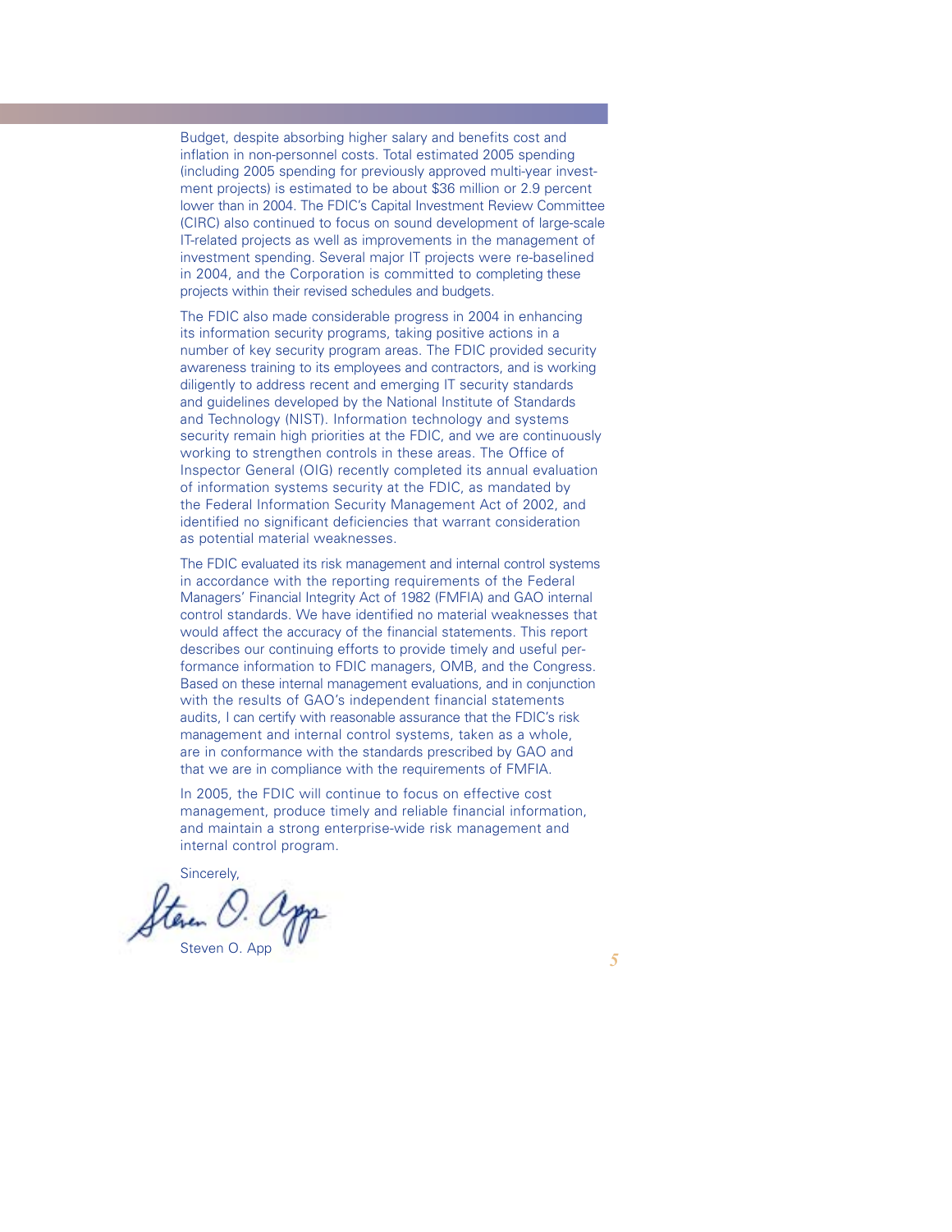Budget, despite absorbing higher salary and benefits cost and inflation in non-personnel costs. Total estimated 2005 spending (including 2005 spending for previously approved multi-year investment projects) is estimated to be about $36 million or 2.9 percent lower than in 2004. The FDIC's Capital Investment Review Committee (CIRC) also continued to focus on sound development of large-scale IT-related projects as well as improvements in the management of investment spending. Several major IT projects were re-baselined in 2004, and the Corporation is committed to completing these projects within their revised schedules and budgets.

The FDIC also made considerable progress in 2004 in enhancing its information security programs, taking positive actions in a number of key security program areas. The FDIC provided security awareness training to its employees and contractors, and is working diligently to address recent and emerging IT security standards and guidelines developed by the National Institute of Standards and Technology (NIST). Information technology and systems security remain high priorities at the FDIC, and we are continuously working to strengthen controls in these areas. The Office of Inspector General (OIG) recently completed its annual evaluation of information systems security at the FDIC, as mandated by the Federal Information Security Management Act of 2002, and identified no significant deficiencies that warrant consideration as potential material weaknesses.

The FDIC evaluated its risk management and internal control systems in accordance with the reporting requirements of the Federal Managers' Financial Integrity Act of 1982 (FMFIA) and GAO internal control standards. We have identified no material weaknesses that would affect the accuracy of the financial statements. This report describes our continuing efforts to provide timely and useful performance information to FDIC managers, OMB, and the Congress. Based on these internal management evaluations, and in conjunction with the results of GAO's independent financial statements audits, I can certify with reasonable assurance that the FDIC's risk management and internal control systems, taken as a whole, are in conformance with the standards prescribed by GAO and that we are in compliance with the requirements of FMFIA.

In 2005, the FDIC will continue to focus on effective cost management, produce timely and reliable financial information, and maintain a strong enterprise-wide risk management and internal control program.

Sincerely,

Steven O. App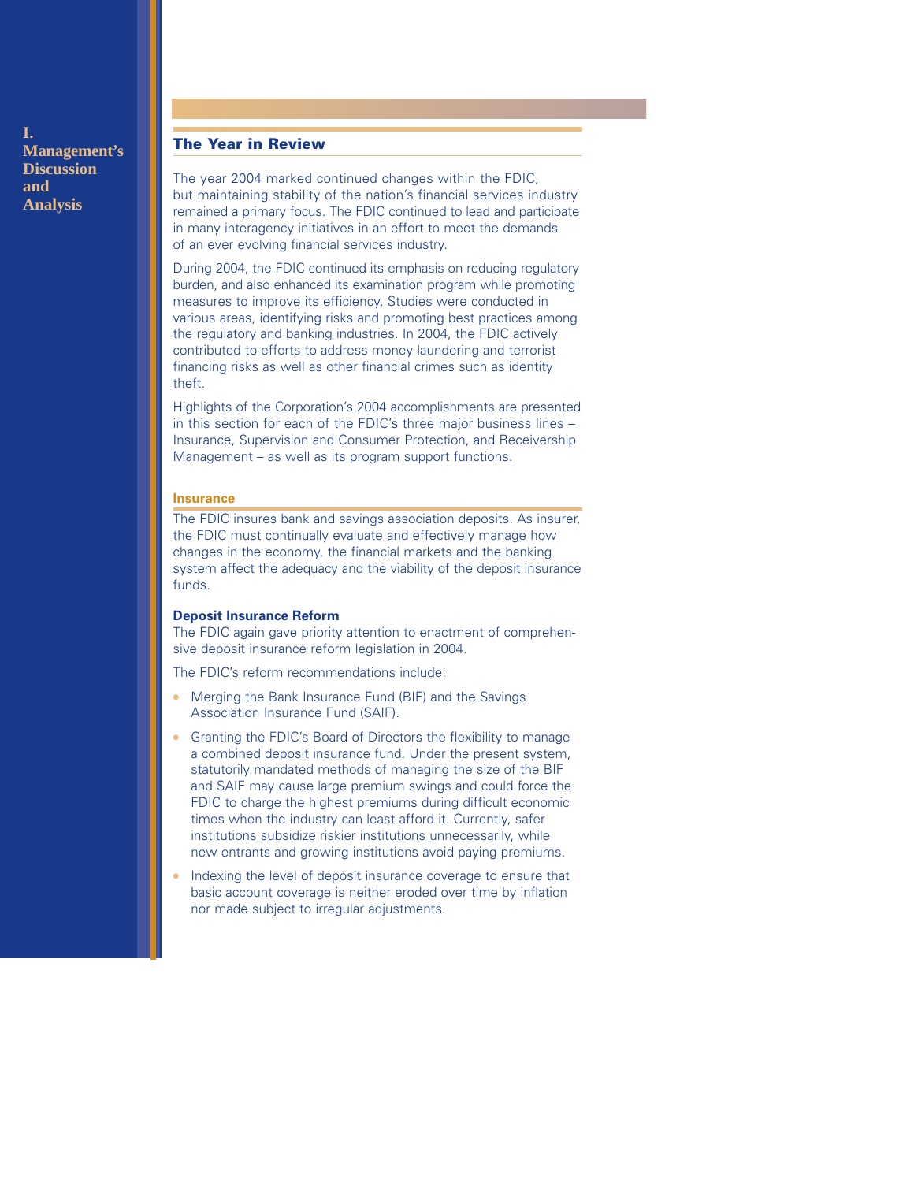## The Year in Review

The year 2004 marked continued changes within the FDIC, but maintaining stability of the nation's financial services industry remained a primary focus. The FDIC continued to lead and participate in many interagency initiatives in an effort to meet the demands of an ever evolving financial services industry.

During 2004, the FDIC continued its emphasis on reducing regulatory burden, and also enhanced its examination program while promoting measures to improve its efficiency. Studies were conducted in various areas, identifying risks and promoting best practices among the regulatory and banking industries. In 2004, the FDIC actively contributed to efforts to address money laundering and terrorist financing risks as well as other financial crimes such as identity theft.

Highlights of the Corporation's 2004 accomplishments are presented in this section for each of the FDIC's three major business lines – Insurance, Supervision and Consumer Protection, and Receivership Management – as well as its program support functions.

### Insurance

The FDIC insures bank and savings association deposits. As insurer, the FDIC must continually evaluate and effectively manage how changes in the economy, the financial markets and the banking system affect the adequacy and the viability of the deposit insurance funds.

#### Deposit Insurance Reform

The FDIC again gave priority attention to enactment of comprehensive deposit insurance reform legislation in 2004.

The FDIC's reform recommendations include:

- Merging the Bank Insurance Fund (BIF) and the Savings Association Insurance Fund (SAIF).
- Granting the FDIC's Board of Directors the flexibility to manage a combined deposit insurance fund. Under the present system, statutorily mandated methods of managing the size of the BIF and SAIF may cause large premium swings and could force the FDIC to charge the highest premiums during difficult economic times when the industry can least afford it. Currently, safer institutions subsidize riskier institutions unnecessarily, while new entrants and growing institutions avoid paying premiums.
- Indexing the level of deposit insurance coverage to ensure that basic account coverage is neither eroded over time by inflation nor made subject to irregular adjustments.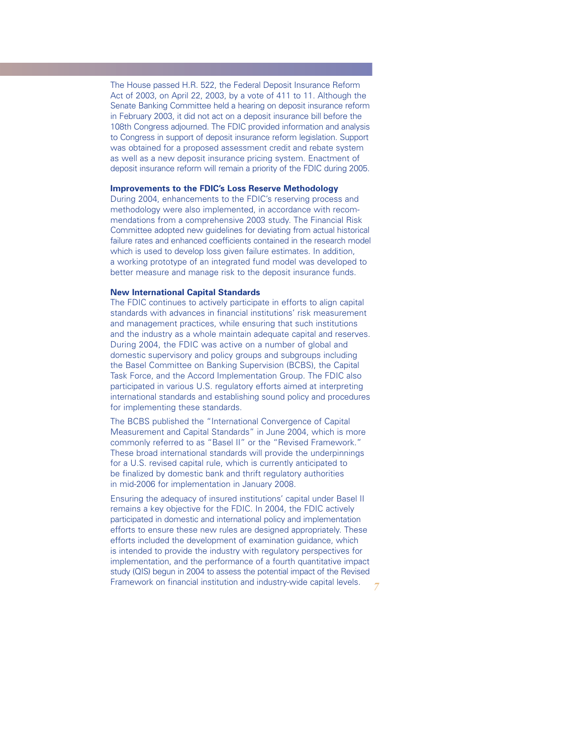The House passed H.R. 522, the Federal Deposit Insurance Reform Act of 2003, on April 22, 2003, by a vote of 411 to 11. Although the Senate Banking Committee held a hearing on deposit insurance reform in February 2003, it did not act on a deposit insurance bill before the 108th Congress adjourned. The FDIC provided information and analysis to Congress in support of deposit insurance reform legislation. Support was obtained for a proposed assessment credit and rebate system as well as a new deposit insurance pricing system. Enactment of deposit insurance reform will remain a priority of the FDIC during 2005.

### Improvements to the FDIC's Loss Reserve Methodology

During 2004, enhancements to the FDIC's reserving process and methodology were also implemented, in accordance with recommendations from a comprehensive 2003 study. The Financial Risk Committee adopted new guidelines for deviating from actual historical failure rates and enhanced coefficients contained in the research model which is used to develop loss given failure estimates. In addition, a working prototype of an integrated fund model was developed to better measure and manage risk to the deposit insurance funds.

### New International Capital Standards

The FDIC continues to actively participate in efforts to align capital standards with advances in financial institutions' risk measurement and management practices, while ensuring that such institutions and the industry as a whole maintain adequate capital and reserves. During 2004, the FDIC was active on a number of global and domestic supervisory and policy groups and subgroups including the Basel Committee on Banking Supervision (BCBS), the Capital Task Force, and the Accord Implementation Group. The FDIC also participated in various U.S. regulatory efforts aimed at interpreting international standards and establishing sound policy and procedures for implementing these standards.

The BCBS published the "International Convergence of Capital Measurement and Capital Standards" in June 2004, which is more commonly referred to as "Basel II" or the "Revised Framework." These broad international standards will provide the underpinnings for a U.S. revised capital rule, which is currently anticipated to be finalized by domestic bank and thrift regulatory authorities in mid-2006 for implementation in January 2008.

Ensuring the adequacy of insured institutions' capital under Basel II remains a key objective for the FDIC. In 2004, the FDIC actively participated in domestic and international policy and implementation efforts to ensure these new rules are designed appropriately. These efforts included the development of examination guidance, which is intended to provide the industry with regulatory perspectives for implementation, and the performance of a fourth quantitative impact study (QIS) begun in 2004 to assess the potential impact of the Revised Framework on financial institution and industry-wide capital levels.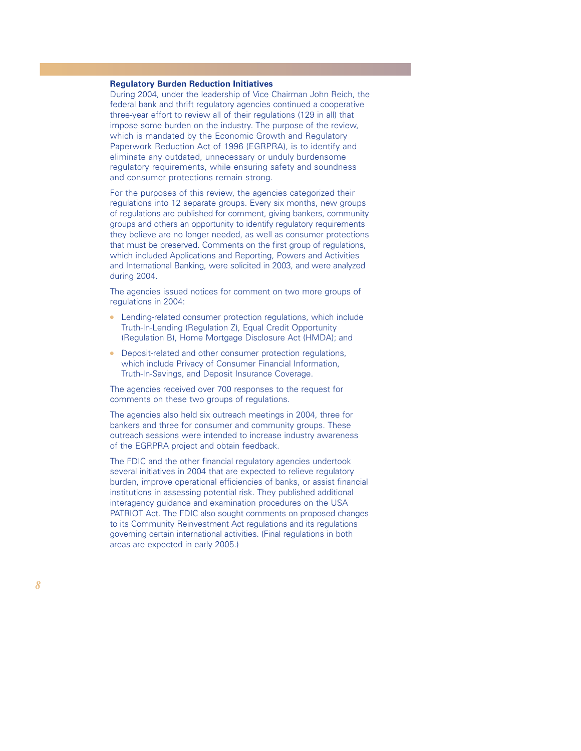### Regulatory Burden Reduction Initiatives

During 2004, under the leadership of Vice Chairman John Reich, the federal bank and thrift regulatory agencies continued a cooperative three-year effort to review all of their regulations (129 in all) that impose some burden on the industry. The purpose of the review, which is mandated by the Economic Growth and Regulatory Paperwork Reduction Act of 1996 (EGRPRA), is to identify and eliminate any outdated, unnecessary or unduly burdensome regulatory requirements, while ensuring safety and soundness and consumer protections remain strong.

For the purposes of this review, the agencies categorized their regulations into 12 separate groups. Every six months, new groups of regulations are published for comment, giving bankers, community groups and others an opportunity to identify regulatory requirements they believe are no longer needed, as well as consumer protections that must be preserved. Comments on the first group of regulations, which included Applications and Reporting, Powers and Activities and International Banking, were solicited in 2003, and were analyzed during 2004.

The agencies issued notices for comment on two more groups of regulations in 2004:

- Lending-related consumer protection regulations, which include Truth-In-Lending (Regulation Z), Equal Credit Opportunity (Regulation B), Home Mortgage Disclosure Act (HMDA); and
- Deposit-related and other consumer protection regulations, which include Privacy of Consumer Financial Information, Truth-In-Savings, and Deposit Insurance Coverage.

The agencies received over 700 responses to the request for comments on these two groups of regulations.

The agencies also held six outreach meetings in 2004, three for bankers and three for consumer and community groups. These outreach sessions were intended to increase industry awareness of the EGRPRA project and obtain feedback.

The FDIC and the other financial regulatory agencies undertook several initiatives in 2004 that are expected to relieve regulatory burden, improve operational efficiencies of banks, or assist financial institutions in assessing potential risk. They published additional interagency guidance and examination procedures on the USA PATRIOT Act. The FDIC also sought comments on proposed changes to its Community Reinvestment Act regulations and its regulations governing certain international activities. (Final regulations in both areas are expected in early 2005.)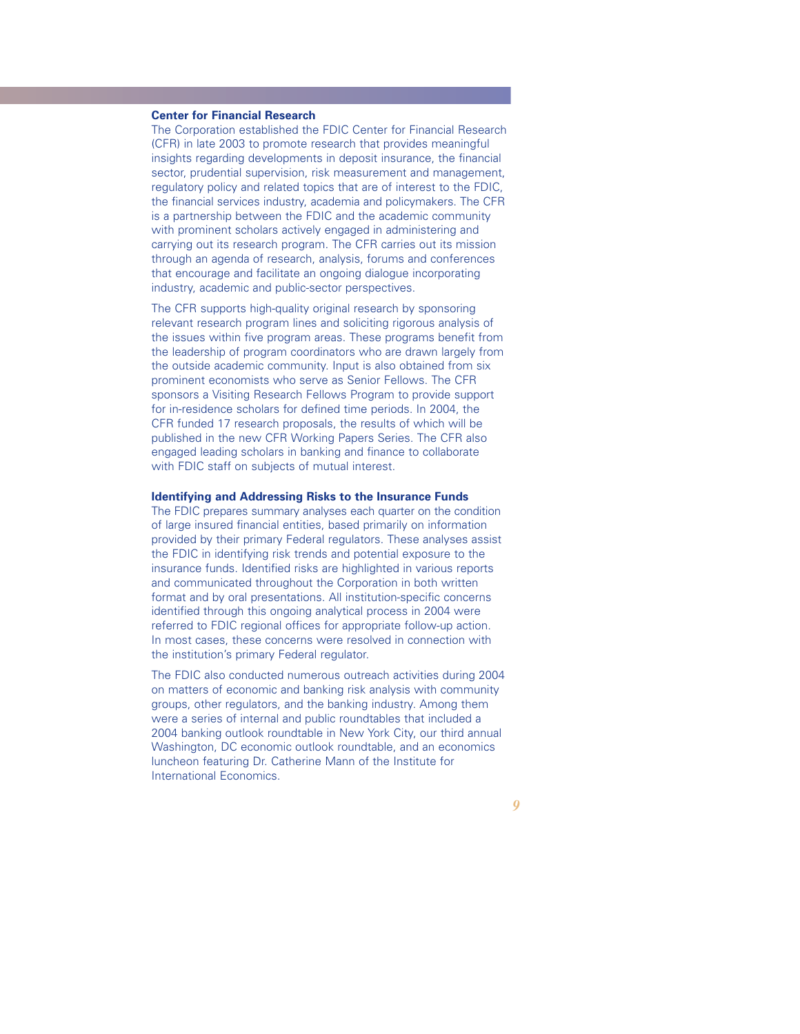### Center for Financial Research

The Corporation established the FDIC Center for Financial Research (CFR) in late 2003 to promote research that provides meaningful insights regarding developments in deposit insurance, the financial sector, prudential supervision, risk measurement and management, regulatory policy and related topics that are of interest to the FDIC, the financial services industry, academia and policymakers. The CFR is a partnership between the FDIC and the academic community with prominent scholars actively engaged in administering and carrying out its research program. The CFR carries out its mission through an agenda of research, analysis, forums and conferences that encourage and facilitate an ongoing dialogue incorporating industry, academic and public-sector perspectives.

The CFR supports high-quality original research by sponsoring relevant research program lines and soliciting rigorous analysis of the issues within five program areas. These programs benefit from the leadership of program coordinators who are drawn largely from the outside academic community. Input is also obtained from six prominent economists who serve as Senior Fellows. The CFR sponsors a Visiting Research Fellows Program to provide support for in-residence scholars for defined time periods. In 2004, the CFR funded 17 research proposals, the results of which will be published in the new CFR Working Papers Series. The CFR also engaged leading scholars in banking and finance to collaborate with FDIC staff on subjects of mutual interest.

### Identifying and Addressing Risks to the Insurance Funds

The FDIC prepares summary analyses each quarter on the condition of large insured financial entities, based primarily on information provided by their primary Federal regulators. These analyses assist the FDIC in identifying risk trends and potential exposure to the insurance funds. Identified risks are highlighted in various reports and communicated throughout the Corporation in both written format and by oral presentations. All institution-specific concerns identified through this ongoing analytical process in 2004 were referred to FDIC regional offices for appropriate follow-up action. In most cases, these concerns were resolved in connection with the institution's primary Federal regulator.

The FDIC also conducted numerous outreach activities during 2004 on matters of economic and banking risk analysis with community groups, other regulators, and the banking industry. Among them were a series of internal and public roundtables that included a 2004 banking outlook roundtable in New York City, our third annual Washington, DC economic outlook roundtable, and an economics luncheon featuring Dr. Catherine Mann of the Institute for International Economics.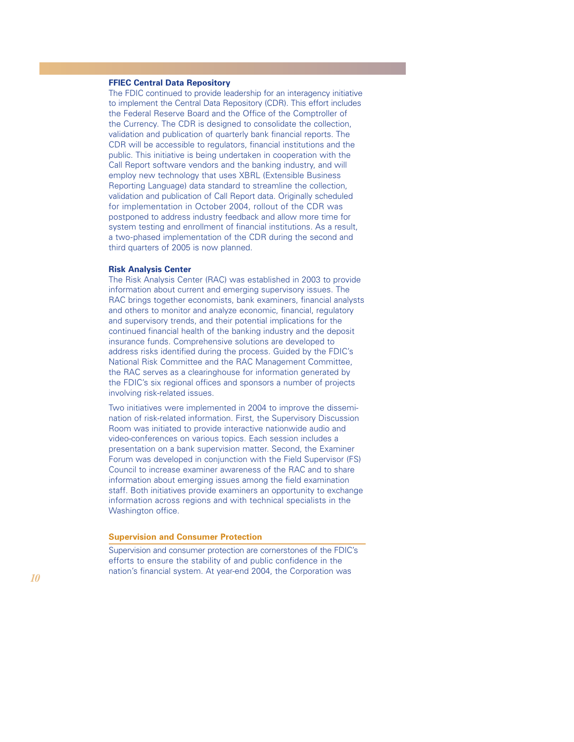### FFIEC Central Data Repository

The FDIC continued to provide leadership for an interagency initiative to implement the Central Data Repository (CDR). This effort includes the Federal Reserve Board and the Office of the Comptroller of the Currency. The CDR is designed to consolidate the collection, validation and publication of quarterly bank financial reports. The CDR will be accessible to regulators, financial institutions and the public. This initiative is being undertaken in cooperation with the Call Report software vendors and the banking industry, and will employ new technology that uses XBRL (Extensible Business Reporting Language) data standard to streamline the collection, validation and publication of Call Report data. Originally scheduled for implementation in October 2004, rollout of the CDR was postponed to address industry feedback and allow more time for system testing and enrollment of financial institutions. As a result, a two-phased implementation of the CDR during the second and third quarters of 2005 is now planned.

### Risk Analysis Center

The Risk Analysis Center (RAC) was established in 2003 to provide information about current and emerging supervisory issues. The RAC brings together economists, bank examiners, financial analysts and others to monitor and analyze economic, financial, regulatory and supervisory trends, and their potential implications for the continued financial health of the banking industry and the deposit insurance funds. Comprehensive solutions are developed to address risks identified during the process. Guided by the FDIC's National Risk Committee and the RAC Management Committee, the RAC serves as a clearinghouse for information generated by the FDIC's six regional offices and sponsors a number of projects involving risk-related issues.

Two initiatives were implemented in 2004 to improve the dissemination of risk-related information. First, the Supervisory Discussion Room was initiated to provide interactive nationwide audio and video-conferences on various topics. Each session includes a presentation on a bank supervision matter. Second, the Examiner Forum was developed in conjunction with the Field Supervisor (FS) Council to increase examiner awareness of the RAC and to share information about emerging issues among the field examination staff. Both initiatives provide examiners an opportunity to exchange information across regions and with technical specialists in the Washington office.

## Supervision and Consumer Protection

Supervision and consumer protection are cornerstones of the FDIC's efforts to ensure the stability of and public confidence in the nation's financial system. At year-end 2004, the Corporation was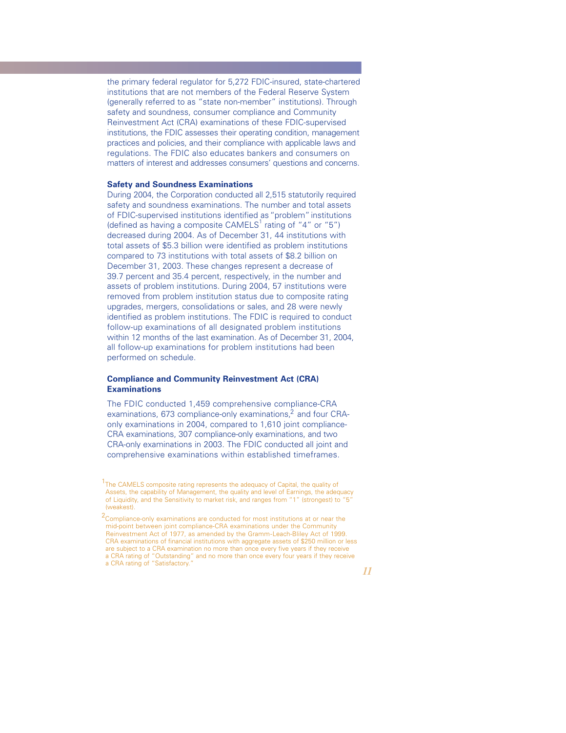the primary federal regulator for 5,272 FDIC-insured, state-chartered institutions that are not members of the Federal Reserve System (generally referred to as "state non-member" institutions). Through safety and soundness, consumer compliance and Community Reinvestment Act (CRA) examinations of these FDIC-supervised institutions, the FDIC assesses their operating condition, management practices and policies, and their compliance with applicable laws and regulations. The FDIC also educates bankers and consumers on matters of interest and addresses consumers' questions and concerns.

**Safety and Soundness Examinations**

During 2004, the Corporation conducted all 2,515 statutorily required safety and soundness examinations. The number and total assets of FDIC-supervised institutions identified as "problem" institutions (defined as having a composite CAMELS[1] rating of "4" or "5") decreased during 2004. As of December 31, 44 institutions with total assets of $5.3 billion were identified as problem institutions compared to 73 institutions with total assets of $8.2 billion on December 31, 2003. These changes represent a decrease of 39.7 percent and 35.4 percent, respectively, in the number and assets of problem institutions. During 2004, 57 institutions were removed from problem institution status due to composite rating upgrades, mergers, consolidations or sales, and 28 were newly identified as problem institutions. The FDIC is required to conduct follow-up examinations of all designated problem institutions within 12 months of the last examination. As of December 31, 2004, all follow-up examinations for problem institutions had been performed on schedule.

**Compliance and Community Reinvestment Act (CRA) Examinations**

The FDIC conducted 1,459 comprehensive compliance-CRA examinations, 673 compliance-only examinations,[2] and four CRA-only examinations in 2004, compared to 1,610 joint compliance-CRA examinations, 307 compliance-only examinations, and two CRA-only examinations in 2003. The FDIC conducted all joint and comprehensive examinations within established timeframes.

[1] The CAMELS composite rating represents the adequacy of Capital, the quality of Assets, the capability of Management, the quality and level of Earnings, the adequacy of Liquidity, and the Sensitivity to market risk, and ranges from "1" (strongest) to "5" (weakest).

[2] Compliance-only examinations are conducted for most institutions at or near the mid-point between joint compliance-CRA examinations under the Community Reinvestment Act of 1977, as amended by the Gramm-Leach-Bliley Act of 1999. CRA examinations of financial institutions with aggregate assets of $250 million or less are subject to a CRA examination no more than once every five years if they receive a CRA rating of "Outstanding" and no more than once every four years if they receive a CRA rating of "Satisfactory."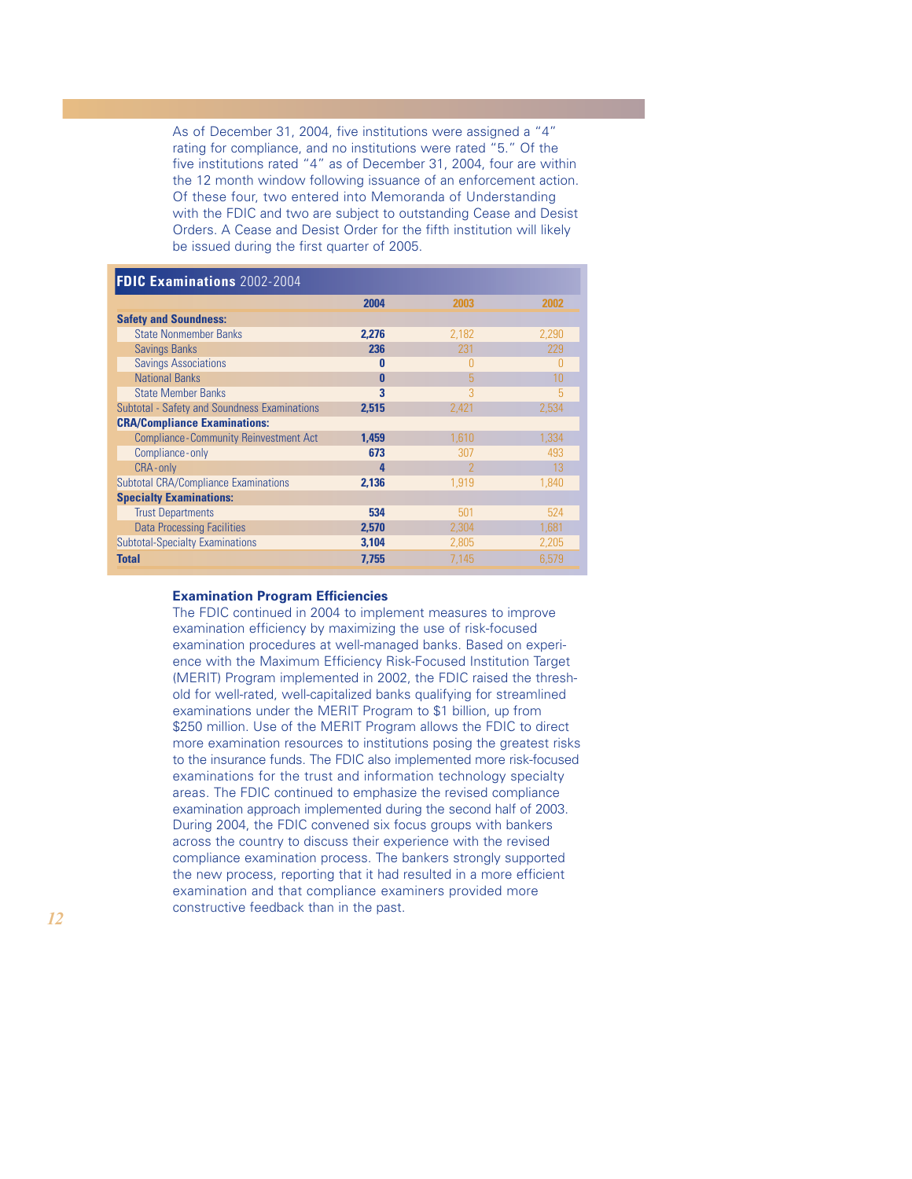As of December 31, 2004, five institutions were assigned a "4" rating for compliance, and no institutions were rated "5." Of the five institutions rated "4" as of December 31, 2004, four are within the 12 month window following issuance of an enforcement action. Of these four, two entered into Memoranda of Understanding with the FDIC and two are subject to outstanding Cease and Desist Orders. A Cease and Desist Order for the fifth institution will likely be issued during the first quarter of 2005.

**FDIC Examinations** 2002-2004

| | 2004 | 2003 | 2002 |
|---|---|---|---|
| **Safety and Soundness:** | | | |
| State Nonmember Banks | **2,276** | 2,182 | 2,290 |
| Savings Banks | **236** | 231 | 229 |
| Savings Associations | **0** | 0 | 0 |
| National Banks | **0** | 5 | 10 |
| State Member Banks | **3** | 3 | 5 |
| Subtotal - Safety and Soundness Examinations | **2,515** | 2,421 | 2,534 |
| **CRA/Compliance Examinations:** | | | |
| Compliance-Community Reinvestment Act | **1,459** | 1,610 | 1,334 |
| Compliance-only | **673** | 307 | 493 |
| CRA-only | **4** | 2 | 13 |
| Subtotal CRA/Compliance Examinations | **2,136** | 1,919 | 1,840 |
| **Specialty Examinations:** | | | |
| Trust Departments | **534** | 501 | 524 |
| Data Processing Facilities | **2,570** | 2,304 | 1,681 |
| Subtotal-Specialty Examinations | **3,104** | 2,805 | 2,205 |
| **Total** | **7,755** | 7,145 | 6,579 |

### Examination Program Efficiencies

The FDIC continued in 2004 to implement measures to improve examination efficiency by maximizing the use of risk-focused examination procedures at well-managed banks. Based on experience with the Maximum Efficiency Risk-Focused Institution Target (MERIT) Program implemented in 2002, the FDIC raised the threshold for well-rated, well-capitalized banks qualifying for streamlined examinations under the MERIT Program to $1 billion, up from $250 million. Use of the MERIT Program allows the FDIC to direct more examination resources to institutions posing the greatest risks to the insurance funds. The FDIC also implemented more risk-focused examinations for the trust and information technology specialty areas. The FDIC continued to emphasize the revised compliance examination approach implemented during the second half of 2003. During 2004, the FDIC convened six focus groups with bankers across the country to discuss their experience with the revised compliance examination process. The bankers strongly supported the new process, reporting that it had resulted in a more efficient examination and that compliance examiners provided more constructive feedback than in the past.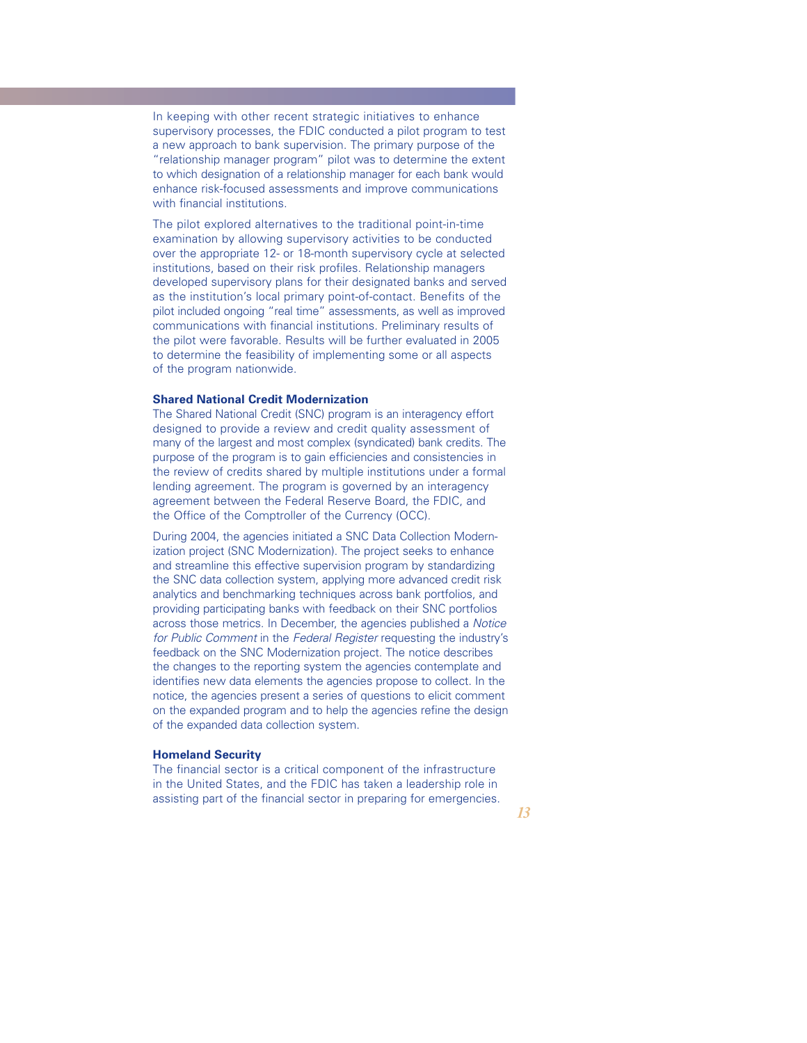In keeping with other recent strategic initiatives to enhance supervisory processes, the FDIC conducted a pilot program to test a new approach to bank supervision. The primary purpose of the "relationship manager program" pilot was to determine the extent to which designation of a relationship manager for each bank would enhance risk-focused assessments and improve communications with financial institutions.

The pilot explored alternatives to the traditional point-in-time examination by allowing supervisory activities to be conducted over the appropriate 12- or 18-month supervisory cycle at selected institutions, based on their risk profiles. Relationship managers developed supervisory plans for their designated banks and served as the institution's local primary point-of-contact. Benefits of the pilot included ongoing "real time" assessments, as well as improved communications with financial institutions. Preliminary results of the pilot were favorable. Results will be further evaluated in 2005 to determine the feasibility of implementing some or all aspects of the program nationwide.

### Shared National Credit Modernization

The Shared National Credit (SNC) program is an interagency effort designed to provide a review and credit quality assessment of many of the largest and most complex (syndicated) bank credits. The purpose of the program is to gain efficiencies and consistencies in the review of credits shared by multiple institutions under a formal lending agreement. The program is governed by an interagency agreement between the Federal Reserve Board, the FDIC, and the Office of the Comptroller of the Currency (OCC).

During 2004, the agencies initiated a SNC Data Collection Modernization project (SNC Modernization). The project seeks to enhance and streamline this effective supervision program by standardizing the SNC data collection system, applying more advanced credit risk analytics and benchmarking techniques across bank portfolios, and providing participating banks with feedback on their SNC portfolios across those metrics. In December, the agencies published a *Notice for Public Comment* in the *Federal Register* requesting the industry's feedback on the SNC Modernization project. The notice describes the changes to the reporting system the agencies contemplate and identifies new data elements the agencies propose to collect. In the notice, the agencies present a series of questions to elicit comment on the expanded program and to help the agencies refine the design of the expanded data collection system.

### Homeland Security

The financial sector is a critical component of the infrastructure in the United States, and the FDIC has taken a leadership role in assisting part of the financial sector in preparing for emergencies.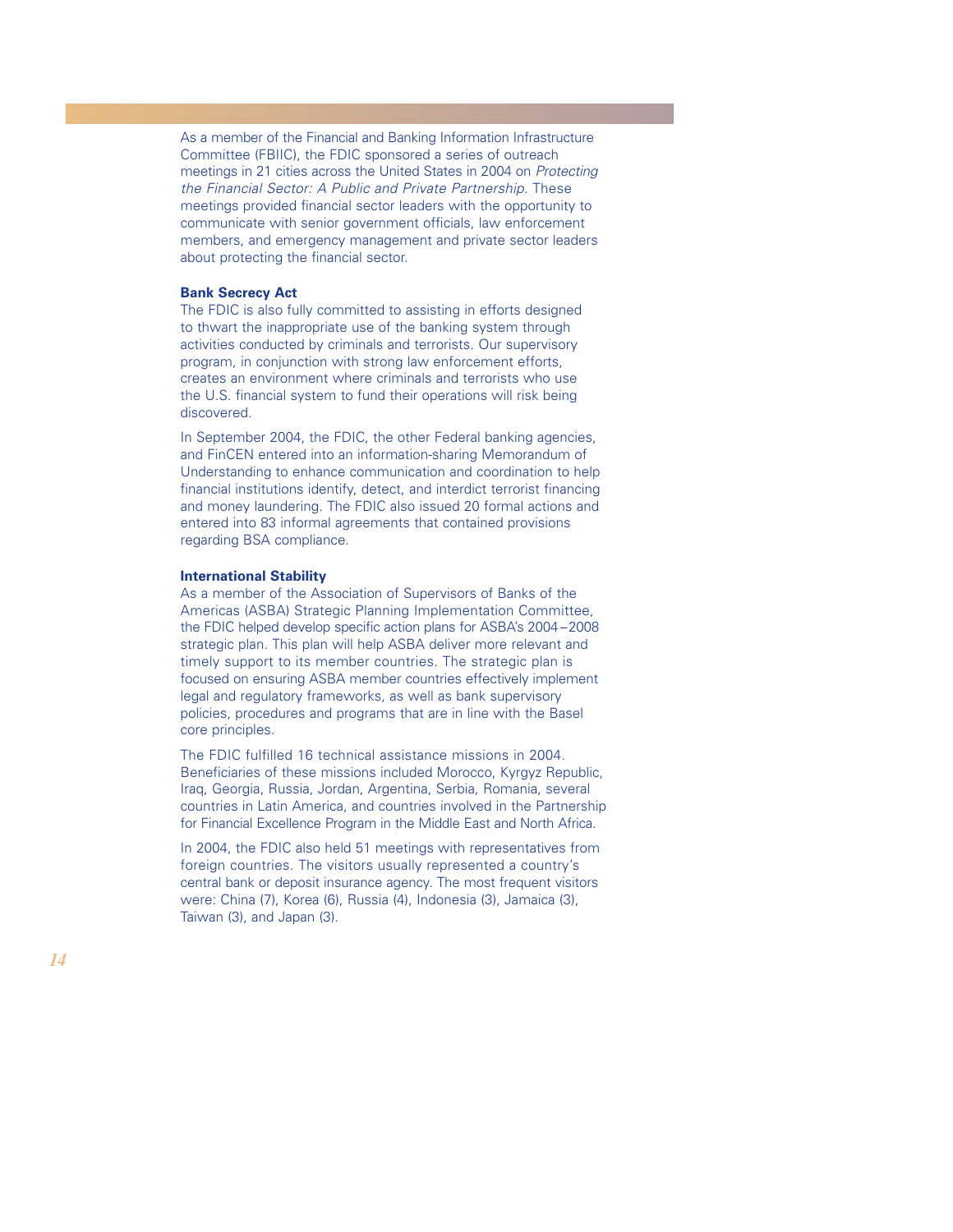As a member of the Financial and Banking Information Infrastructure Committee (FBIIC), the FDIC sponsored a series of outreach meetings in 21 cities across the United States in 2004 on *Protecting the Financial Sector: A Public and Private Partnership*. These meetings provided financial sector leaders with the opportunity to communicate with senior government officials, law enforcement members, and emergency management and private sector leaders about protecting the financial sector.

### Bank Secrecy Act

The FDIC is also fully committed to assisting in efforts designed to thwart the inappropriate use of the banking system through activities conducted by criminals and terrorists. Our supervisory program, in conjunction with strong law enforcement efforts, creates an environment where criminals and terrorists who use the U.S. financial system to fund their operations will risk being discovered.

In September 2004, the FDIC, the other Federal banking agencies, and FinCEN entered into an information-sharing Memorandum of Understanding to enhance communication and coordination to help financial institutions identify, detect, and interdict terrorist financing and money laundering. The FDIC also issued 20 formal actions and entered into 83 informal agreements that contained provisions regarding BSA compliance.

### International Stability

As a member of the Association of Supervisors of Banks of the Americas (ASBA) Strategic Planning Implementation Committee, the FDIC helped develop specific action plans for ASBA's 2004–2008 strategic plan. This plan will help ASBA deliver more relevant and timely support to its member countries. The strategic plan is focused on ensuring ASBA member countries effectively implement legal and regulatory frameworks, as well as bank supervisory policies, procedures and programs that are in line with the Basel core principles.

The FDIC fulfilled 16 technical assistance missions in 2004. Beneficiaries of these missions included Morocco, Kyrgyz Republic, Iraq, Georgia, Russia, Jordan, Argentina, Serbia, Romania, several countries in Latin America, and countries involved in the Partnership for Financial Excellence Program in the Middle East and North Africa.

In 2004, the FDIC also held 51 meetings with representatives from foreign countries. The visitors usually represented a country's central bank or deposit insurance agency. The most frequent visitors were: China (7), Korea (6), Russia (4), Indonesia (3), Jamaica (3), Taiwan (3), and Japan (3).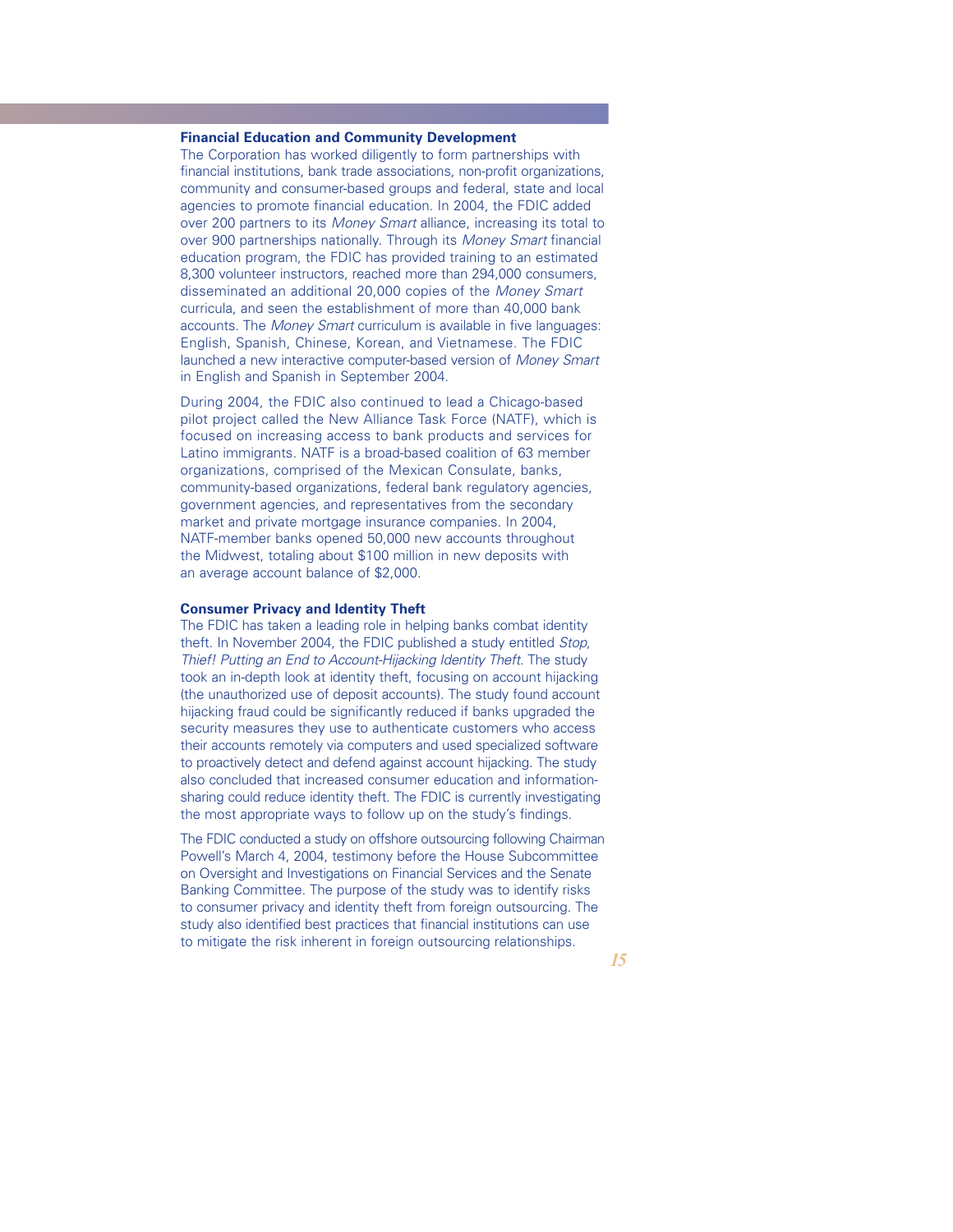### Financial Education and Community Development

The Corporation has worked diligently to form partnerships with financial institutions, bank trade associations, non-profit organizations, community and consumer-based groups and federal, state and local agencies to promote financial education. In 2004, the FDIC added over 200 partners to its *Money Smart* alliance, increasing its total to over 900 partnerships nationally. Through its *Money Smart* financial education program, the FDIC has provided training to an estimated 8,300 volunteer instructors, reached more than 294,000 consumers, disseminated an additional 20,000 copies of the *Money Smart* curricula, and seen the establishment of more than 40,000 bank accounts. The *Money Smart* curriculum is available in five languages: English, Spanish, Chinese, Korean, and Vietnamese. The FDIC launched a new interactive computer-based version of *Money Smart* in English and Spanish in September 2004.

During 2004, the FDIC also continued to lead a Chicago-based pilot project called the New Alliance Task Force (NATF), which is focused on increasing access to bank products and services for Latino immigrants. NATF is a broad-based coalition of 63 member organizations, comprised of the Mexican Consulate, banks, community-based organizations, federal bank regulatory agencies, government agencies, and representatives from the secondary market and private mortgage insurance companies. In 2004, NATF-member banks opened 50,000 new accounts throughout the Midwest, totaling about $100 million in new deposits with an average account balance of $2,000.

### Consumer Privacy and Identity Theft

The FDIC has taken a leading role in helping banks combat identity theft. In November 2004, the FDIC published a study entitled *Stop, Thief! Putting an End to Account-Hijacking Identity Theft*. The study took an in-depth look at identity theft, focusing on account hijacking (the unauthorized use of deposit accounts). The study found account hijacking fraud could be significantly reduced if banks upgraded the security measures they use to authenticate customers who access their accounts remotely via computers and used specialized software to proactively detect and defend against account hijacking. The study also concluded that increased consumer education and information-sharing could reduce identity theft. The FDIC is currently investigating the most appropriate ways to follow up on the study's findings.

The FDIC conducted a study on offshore outsourcing following Chairman Powell's March 4, 2004, testimony before the House Subcommittee on Oversight and Investigations on Financial Services and the Senate Banking Committee. The purpose of the study was to identify risks to consumer privacy and identity theft from foreign outsourcing. The study also identified best practices that financial institutions can use to mitigate the risk inherent in foreign outsourcing relationships.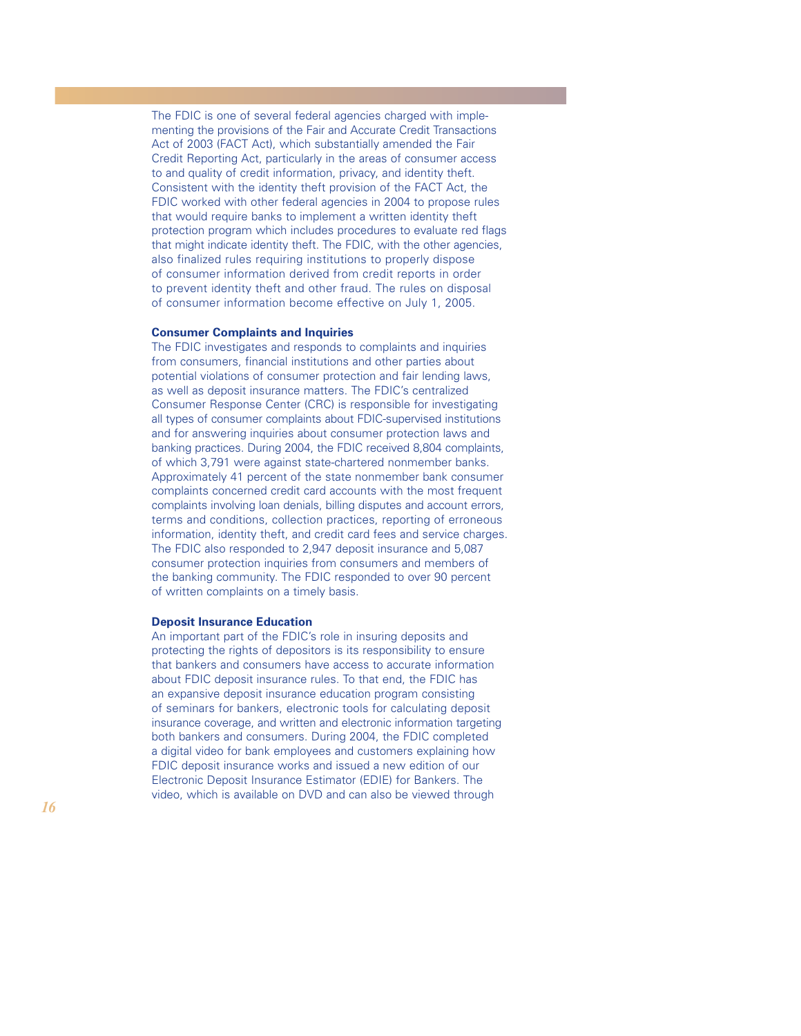The FDIC is one of several federal agencies charged with implementing the provisions of the Fair and Accurate Credit Transactions Act of 2003 (FACT Act), which substantially amended the Fair Credit Reporting Act, particularly in the areas of consumer access to and quality of credit information, privacy, and identity theft. Consistent with the identity theft provision of the FACT Act, the FDIC worked with other federal agencies in 2004 to propose rules that would require banks to implement a written identity theft protection program which includes procedures to evaluate red flags that might indicate identity theft. The FDIC, with the other agencies, also finalized rules requiring institutions to properly dispose of consumer information derived from credit reports in order to prevent identity theft and other fraud. The rules on disposal of consumer information become effective on July 1, 2005.

**Consumer Complaints and Inquiries**

The FDIC investigates and responds to complaints and inquiries from consumers, financial institutions and other parties about potential violations of consumer protection and fair lending laws, as well as deposit insurance matters. The FDIC's centralized Consumer Response Center (CRC) is responsible for investigating all types of consumer complaints about FDIC-supervised institutions and for answering inquiries about consumer protection laws and banking practices. During 2004, the FDIC received 8,804 complaints, of which 3,791 were against state-chartered nonmember banks. Approximately 41 percent of the state nonmember bank consumer complaints concerned credit card accounts with the most frequent complaints involving loan denials, billing disputes and account errors, terms and conditions, collection practices, reporting of erroneous information, identity theft, and credit card fees and service charges. The FDIC also responded to 2,947 deposit insurance and 5,087 consumer protection inquiries from consumers and members of the banking community. The FDIC responded to over 90 percent of written complaints on a timely basis.

**Deposit Insurance Education**

An important part of the FDIC's role in insuring deposits and protecting the rights of depositors is its responsibility to ensure that bankers and consumers have access to accurate information about FDIC deposit insurance rules. To that end, the FDIC has an expansive deposit insurance education program consisting of seminars for bankers, electronic tools for calculating deposit insurance coverage, and written and electronic information targeting both bankers and consumers. During 2004, the FDIC completed a digital video for bank employees and customers explaining how FDIC deposit insurance works and issued a new edition of our Electronic Deposit Insurance Estimator (EDIE) for Bankers. The video, which is available on DVD and can also be viewed through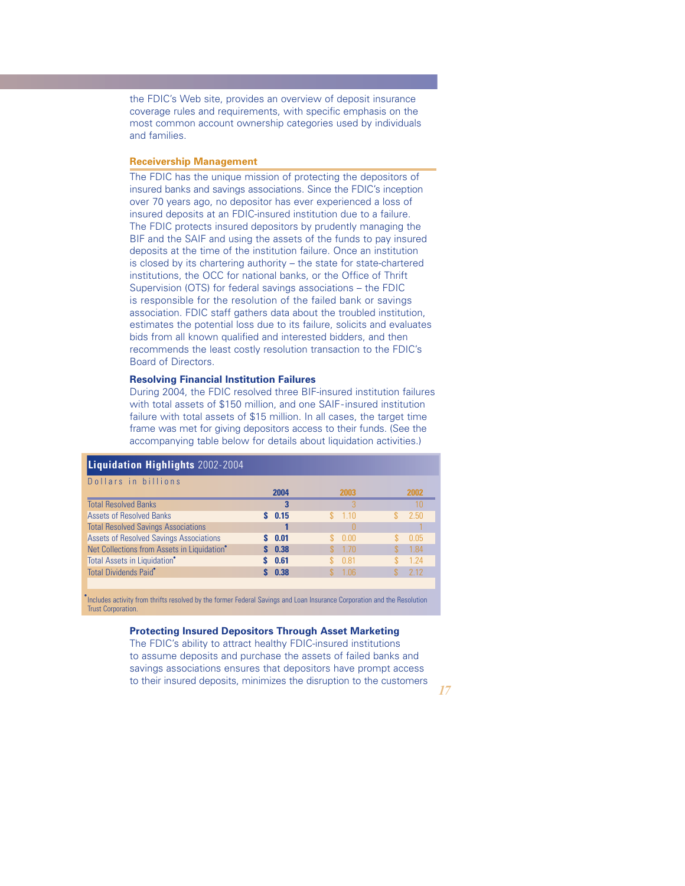the FDIC's Web site, provides an overview of deposit insurance coverage rules and requirements, with specific emphasis on the most common account ownership categories used by individuals and families.

## Receivership Management

The FDIC has the unique mission of protecting the depositors of insured banks and savings associations. Since the FDIC's inception over 70 years ago, no depositor has ever experienced a loss of insured deposits at an FDIC-insured institution due to a failure. The FDIC protects insured depositors by prudently managing the BIF and the SAIF and using the assets of the funds to pay insured deposits at the time of the institution failure. Once an institution is closed by its chartering authority – the state for state-chartered institutions, the OCC for national banks, or the Office of Thrift Supervision (OTS) for federal savings associations – the FDIC is responsible for the resolution of the failed bank or savings association. FDIC staff gathers data about the troubled institution, estimates the potential loss due to its failure, solicits and evaluates bids from all known qualified and interested bidders, and then recommends the least costly resolution transaction to the FDIC's Board of Directors.

### Resolving Financial Institution Failures

During 2004, the FDIC resolved three BIF-insured institution failures with total assets of $150 million, and one SAIF-insured institution failure with total assets of $15 million. In all cases, the target time frame was met for giving depositors access to their funds. (See the accompanying table below for details about liquidation activities.)

**Liquidation Highlights** 2002-2004

Dollars in billions

| | 2004 | 2003 | 2002 |
|---|---|---|---|
| Total Resolved Banks | 3 | 3 | 10 |
| Assets of Resolved Banks | $ 0.15 | $ 1.10 | $ 2.50 |
| Total Resolved Savings Associations | 1 | 0 | 1 |
| Assets of Resolved Savings Associations | $ 0.01 | $ 0.00 | $ 0.05 |
| Net Collections from Assets in Liquidation* | $ 0.38 | $ 1.70 | $ 1.84 |
| Total Assets in Liquidation* | $ 0.61 | $ 0.81 | $ 1.24 |
| Total Dividends Paid* | $ 0.38 | $ 1.06 | $ 2.12 |

*Includes activity from thrifts resolved by the former Federal Savings and Loan Insurance Corporation and the Resolution Trust Corporation.

### Protecting Insured Depositors Through Asset Marketing

The FDIC's ability to attract healthy FDIC-insured institutions to assume deposits and purchase the assets of failed banks and savings associations ensures that depositors have prompt access to their insured deposits, minimizes the disruption to the customers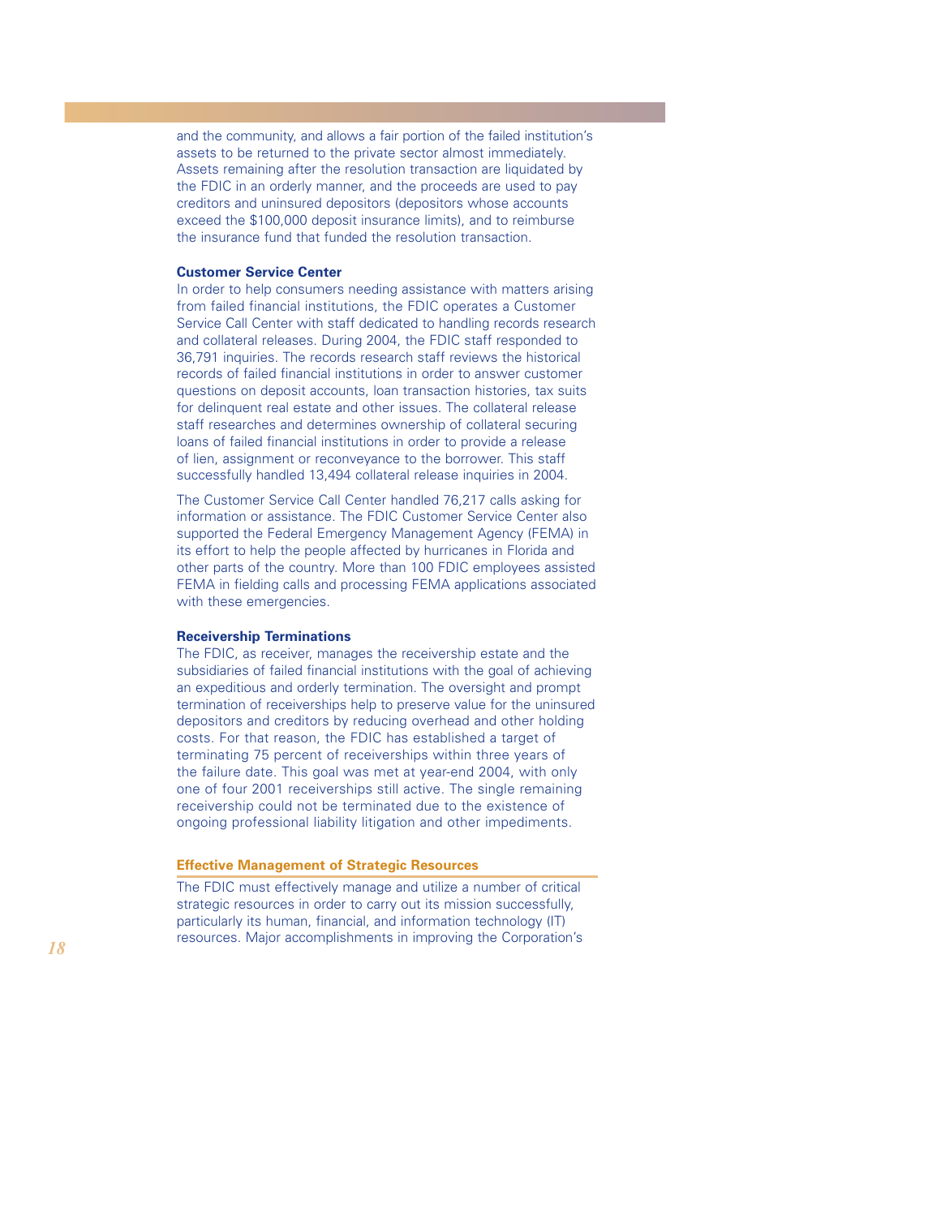and the community, and allows a fair portion of the failed institution's assets to be returned to the private sector almost immediately. Assets remaining after the resolution transaction are liquidated by the FDIC in an orderly manner, and the proceeds are used to pay creditors and uninsured depositors (depositors whose accounts exceed the $100,000 deposit insurance limits), and to reimburse the insurance fund that funded the resolution transaction.

### Customer Service Center

In order to help consumers needing assistance with matters arising from failed financial institutions, the FDIC operates a Customer Service Call Center with staff dedicated to handling records research and collateral releases. During 2004, the FDIC staff responded to 36,791 inquiries. The records research staff reviews the historical records of failed financial institutions in order to answer customer questions on deposit accounts, loan transaction histories, tax suits for delinquent real estate and other issues. The collateral release staff researches and determines ownership of collateral securing loans of failed financial institutions in order to provide a release of lien, assignment or reconveyance to the borrower. This staff successfully handled 13,494 collateral release inquiries in 2004.

The Customer Service Call Center handled 76,217 calls asking for information or assistance. The FDIC Customer Service Center also supported the Federal Emergency Management Agency (FEMA) in its effort to help the people affected by hurricanes in Florida and other parts of the country. More than 100 FDIC employees assisted FEMA in fielding calls and processing FEMA applications associated with these emergencies.

### Receivership Terminations

The FDIC, as receiver, manages the receivership estate and the subsidiaries of failed financial institutions with the goal of achieving an expeditious and orderly termination. The oversight and prompt termination of receiverships help to preserve value for the uninsured depositors and creditors by reducing overhead and other holding costs. For that reason, the FDIC has established a target of terminating 75 percent of receiverships within three years of the failure date. This goal was met at year-end 2004, with only one of four 2001 receiverships still active. The single remaining receivership could not be terminated due to the existence of ongoing professional liability litigation and other impediments.

## Effective Management of Strategic Resources

The FDIC must effectively manage and utilize a number of critical strategic resources in order to carry out its mission successfully, particularly its human, financial, and information technology (IT) resources. Major accomplishments in improving the Corporation's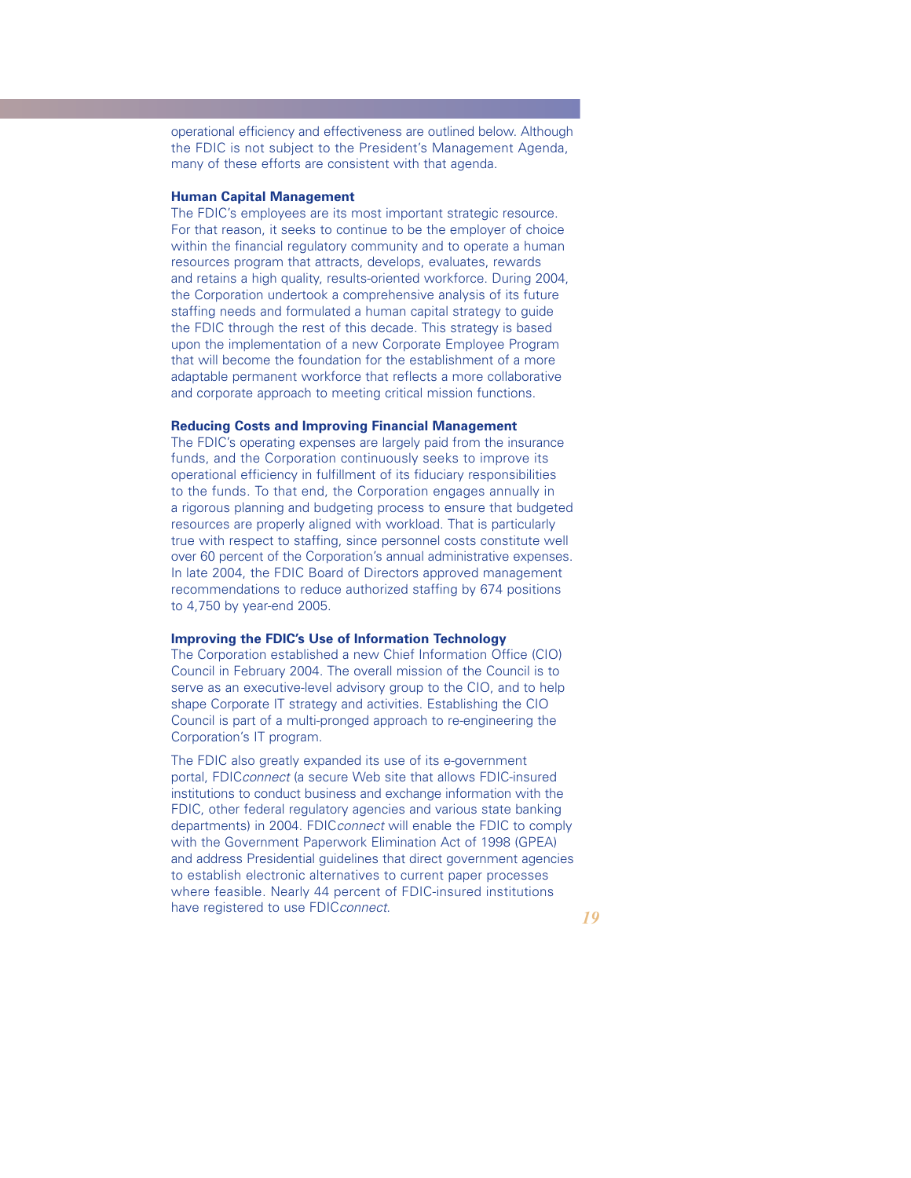operational efficiency and effectiveness are outlined below. Although the FDIC is not subject to the President's Management Agenda, many of these efforts are consistent with that agenda.

### Human Capital Management

The FDIC's employees are its most important strategic resource. For that reason, it seeks to continue to be the employer of choice within the financial regulatory community and to operate a human resources program that attracts, develops, evaluates, rewards and retains a high quality, results-oriented workforce. During 2004, the Corporation undertook a comprehensive analysis of its future staffing needs and formulated a human capital strategy to guide the FDIC through the rest of this decade. This strategy is based upon the implementation of a new Corporate Employee Program that will become the foundation for the establishment of a more adaptable permanent workforce that reflects a more collaborative and corporate approach to meeting critical mission functions.

### Reducing Costs and Improving Financial Management

The FDIC's operating expenses are largely paid from the insurance funds, and the Corporation continuously seeks to improve its operational efficiency in fulfillment of its fiduciary responsibilities to the funds. To that end, the Corporation engages annually in a rigorous planning and budgeting process to ensure that budgeted resources are properly aligned with workload. That is particularly true with respect to staffing, since personnel costs constitute well over 60 percent of the Corporation's annual administrative expenses. In late 2004, the FDIC Board of Directors approved management recommendations to reduce authorized staffing by 674 positions to 4,750 by year-end 2005.

### Improving the FDIC's Use of Information Technology

The Corporation established a new Chief Information Office (CIO) Council in February 2004. The overall mission of the Council is to serve as an executive-level advisory group to the CIO, and to help shape Corporate IT strategy and activities. Establishing the CIO Council is part of a multi-pronged approach to re-engineering the Corporation's IT program.

The FDIC also greatly expanded its use of its e-government portal, FDIC*connect* (a secure Web site that allows FDIC-insured institutions to conduct business and exchange information with the FDIC, other federal regulatory agencies and various state banking departments) in 2004. FDIC*connect* will enable the FDIC to comply with the Government Paperwork Elimination Act of 1998 (GPEA) and address Presidential guidelines that direct government agencies to establish electronic alternatives to current paper processes where feasible. Nearly 44 percent of FDIC-insured institutions have registered to use FDIC*connect*.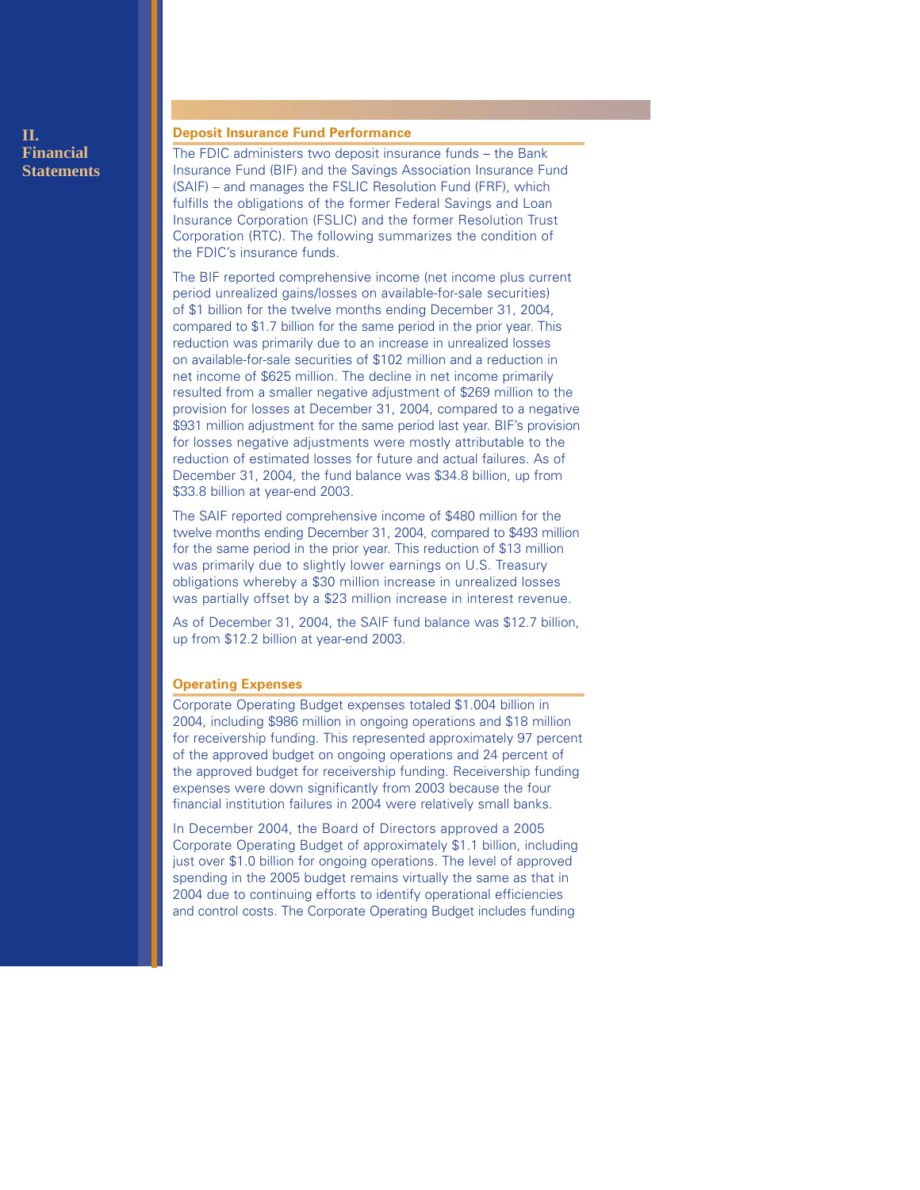## Deposit Insurance Fund Performance

The FDIC administers two deposit insurance funds – the Bank Insurance Fund (BIF) and the Savings Association Insurance Fund (SAIF) – and manages the FSLIC Resolution Fund (FRF), which fulfills the obligations of the former Federal Savings and Loan Insurance Corporation (FSLIC) and the former Resolution Trust Corporation (RTC). The following summarizes the condition of the FDIC's insurance funds.

The BIF reported comprehensive income (net income plus current period unrealized gains/losses on available-for-sale securities) of $1 billion for the twelve months ending December 31, 2004, compared to $1.7 billion for the same period in the prior year. This reduction was primarily due to an increase in unrealized losses on available-for-sale securities of $102 million and a reduction in net income of $625 million. The decline in net income primarily resulted from a smaller negative adjustment of $269 million to the provision for losses at December 31, 2004, compared to a negative $931 million adjustment for the same period last year. BIF's provision for losses negative adjustments were mostly attributable to the reduction of estimated losses for future and actual failures. As of December 31, 2004, the fund balance was $34.8 billion, up from $33.8 billion at year-end 2003.

The SAIF reported comprehensive income of $480 million for the twelve months ending December 31, 2004, compared to $493 million for the same period in the prior year. This reduction of $13 million was primarily due to slightly lower earnings on U.S. Treasury obligations whereby a $30 million increase in unrealized losses was partially offset by a $23 million increase in interest revenue.

As of December 31, 2004, the SAIF fund balance was $12.7 billion, up from $12.2 billion at year-end 2003.

## Operating Expenses

Corporate Operating Budget expenses totaled $1.004 billion in 2004, including $986 million in ongoing operations and $18 million for receivership funding. This represented approximately 97 percent of the approved budget on ongoing operations and 24 percent of the approved budget for receivership funding. Receivership funding expenses were down significantly from 2003 because the four financial institution failures in 2004 were relatively small banks.

In December 2004, the Board of Directors approved a 2005 Corporate Operating Budget of approximately $1.1 billion, including just over $1.0 billion for ongoing operations. The level of approved spending in the 2005 budget remains virtually the same as that in 2004 due to continuing efforts to identify operational efficiencies and control costs. The Corporate Operating Budget includes funding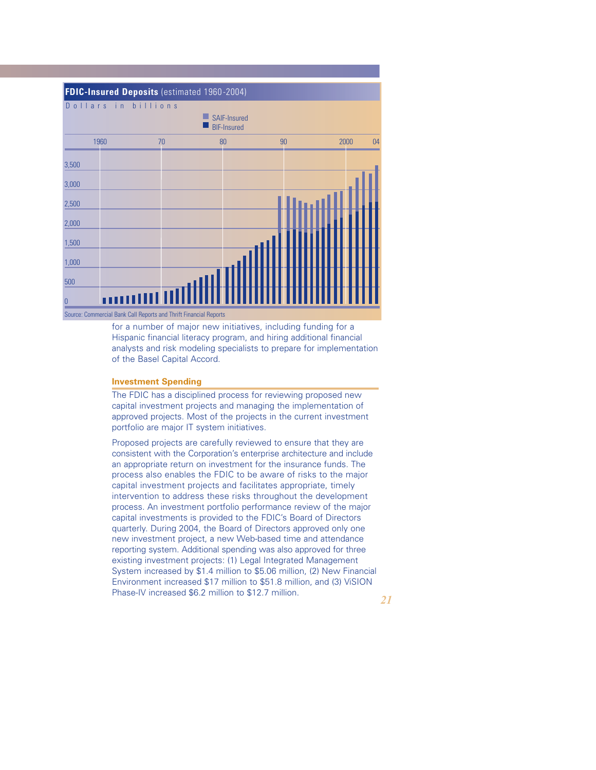**FDIC-Insured Deposits** (estimated 1960-2004)

Dollars in billions

SAIF-Insured
BIF-Insured

Source: Commercial Bank Call Reports and Thrift Financial Reports

for a number of major new initiatives, including funding for a Hispanic financial literacy program, and hiring additional financial analysts and risk modeling specialists to prepare for implementation of the Basel Capital Accord.

### Investment Spending

The FDIC has a disciplined process for reviewing proposed new capital investment projects and managing the implementation of approved projects. Most of the projects in the current investment portfolio are major IT system initiatives.

Proposed projects are carefully reviewed to ensure that they are consistent with the Corporation's enterprise architecture and include an appropriate return on investment for the insurance funds. The process also enables the FDIC to be aware of risks to the major capital investment projects and facilitates appropriate, timely intervention to address these risks throughout the development process. An investment portfolio performance review of the major capital investments is provided to the FDIC's Board of Directors quarterly. During 2004, the Board of Directors approved only one new investment project, a new Web-based time and attendance reporting system. Additional spending was also approved for three existing investment projects: (1) Legal Integrated Management System increased by $1.4 million to $5.06 million, (2) New Financial Environment increased $17 million to $51.8 million, and (3) ViSION Phase-IV increased $6.2 million to $12.7 million.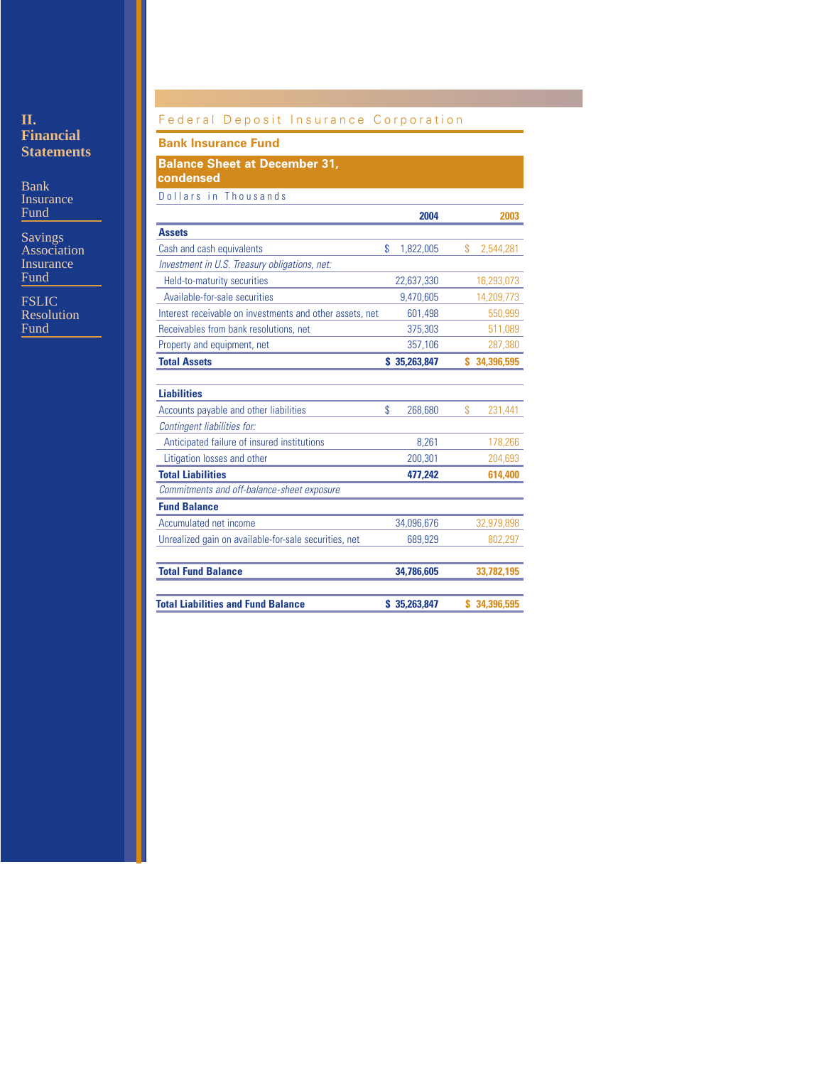Federal Deposit Insurance Corporation

## Bank Insurance Fund

### Balance Sheet at December 31, condensed

Dollars in Thousands

| | 2004 | 2003 |
|---|---|---|
| **Assets** | | |
| Cash and cash equivalents | $ 1,822,005 | $ 2,544,281 |
| *Investment in U.S. Treasury obligations, net:* | | |
| Held-to-maturity securities | 22,637,330 | 16,293,073 |
| Available-for-sale securities | 9,470,605 | 14,209,773 |
| Interest receivable on investments and other assets, net | 601,498 | 550,999 |
| Receivables from bank resolutions, net | 375,303 | 511,089 |
| Property and equipment, net | 357,106 | 287,380 |
| **Total Assets** | **$ 35,263,847** | **$ 34,396,595** |
| **Liabilities** | | |
| Accounts payable and other liabilities | $ 268,680 | $ 231,441 |
| *Contingent liabilities for:* | | |
| Anticipated failure of insured institutions | 8,261 | 178,266 |
| Litigation losses and other | 200,301 | 204,693 |
| **Total Liabilities** | **477,242** | **614,400** |
| *Commitments and off-balance-sheet exposure* | | |
| **Fund Balance** | | |
| Accumulated net income | 34,096,676 | 32,979,898 |
| Unrealized gain on available-for-sale securities, net | 689,929 | 802,297 |
| **Total Fund Balance** | **34,786,605** | **33,782,195** |
| **Total Liabilities and Fund Balance** | **$ 35,263,847** | **$ 34,396,595** |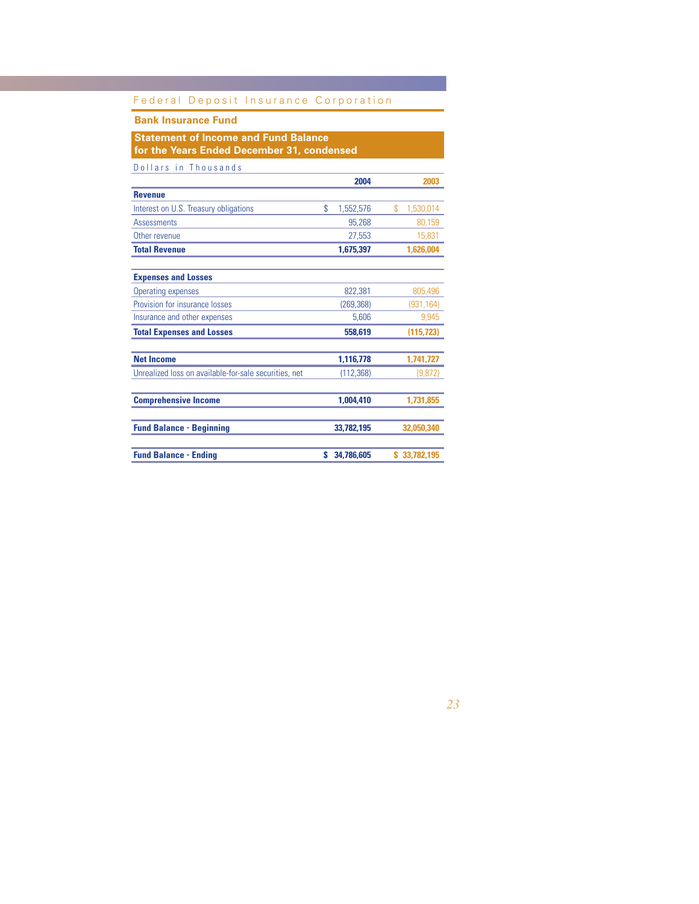## Bank Insurance Fund

### Statement of Income and Fund Balance for the Years Ended December 31, condensed

Dollars in Thousands

| | 2004 | 2003 |
|---|---|---|
| **Revenue** | | |
| Interest on U.S. Treasury obligations | $ 1,552,576 | $ 1,530,014 |
| Assessments | 95,268 | 80,159 |
| Other revenue | 27,553 | 15,831 |
| **Total Revenue** | **1,675,397** | **1,626,004** |
| **Expenses and Losses** | | |
| Operating expenses | 822,381 | 805,496 |
| Provision for insurance losses | (269,368) | (931,164) |
| Insurance and other expenses | 5,606 | 9,945 |
| **Total Expenses and Losses** | **558,619** | **(115,723)** |
| **Net Income** | **1,116,778** | **1,741,727** |
| Unrealized loss on available-for-sale securities, net | (112,368) | (9,872) |
| **Comprehensive Income** | **1,004,410** | **1,731,855** |
| **Fund Balance - Beginning** | **33,782,195** | **32,050,340** |
| **Fund Balance - Ending** | **$ 34,786,605** | **$ 33,782,195** |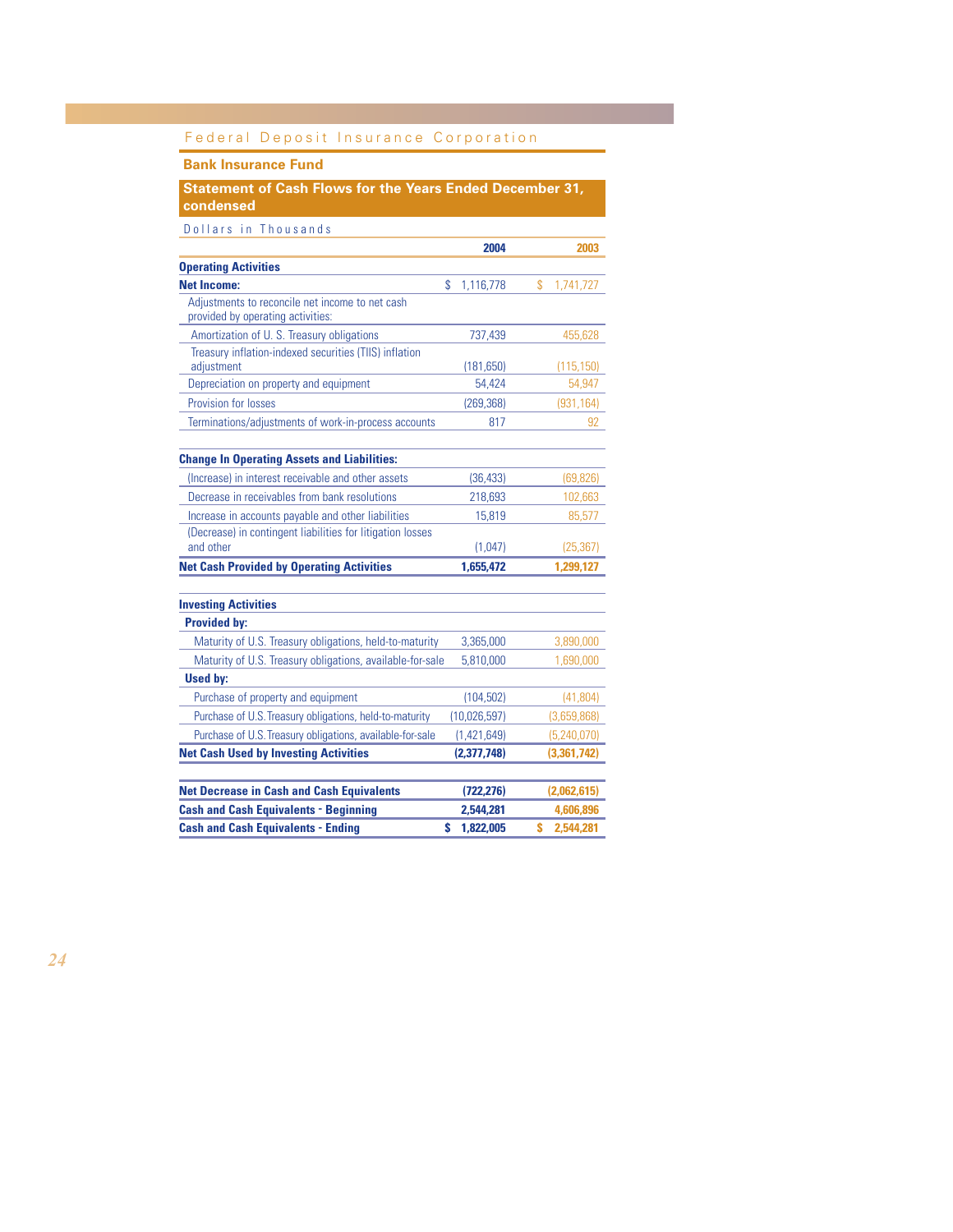## Bank Insurance Fund

### Statement of Cash Flows for the Years Ended December 31, condensed

Dollars in Thousands

| | 2004 | 2003 |
|---|---|---|
| **Operating Activities** | | |
| **Net Income:** | $ 1,116,778 | $ 1,741,727 |
| Adjustments to reconcile net income to net cash provided by operating activities: | | |
| Amortization of U. S. Treasury obligations | 737,439 | 455,628 |
| Treasury inflation-indexed securities (TIIS) inflation adjustment | (181,650) | (115,150) |
| Depreciation on property and equipment | 54,424 | 54,947 |
| Provision for losses | (269,368) | (931,164) |
| Terminations/adjustments of work-in-process accounts | 817 | 92 |
| **Change In Operating Assets and Liabilities:** | | |
| (Increase) in interest receivable and other assets | (36,433) | (69,826) |
| Decrease in receivables from bank resolutions | 218,693 | 102,663 |
| Increase in accounts payable and other liabilities | 15,819 | 85,577 |
| (Decrease) in contingent liabilities for litigation losses and other | (1,047) | (25,367) |
| **Net Cash Provided by Operating Activities** | **1,655,472** | **1,299,127** |
| **Investing Activities** | | |
| **Provided by:** | | |
| Maturity of U.S. Treasury obligations, held-to-maturity | 3,365,000 | 3,890,000 |
| Maturity of U.S. Treasury obligations, available-for-sale | 5,810,000 | 1,690,000 |
| **Used by:** | | |
| Purchase of property and equipment | (104,502) | (41,804) |
| Purchase of U.S. Treasury obligations, held-to-maturity | (10,026,597) | (3,659,868) |
| Purchase of U.S. Treasury obligations, available-for-sale | (1,421,649) | (5,240,070) |
| **Net Cash Used by Investing Activities** | **(2,377,748)** | **(3,361,742)** |
| **Net Decrease in Cash and Cash Equivalents** | **(722,276)** | **(2,062,615)** |
| **Cash and Cash Equivalents - Beginning** | **2,544,281** | **4,606,896** |
| **Cash and Cash Equivalents - Ending** | **$ 1,822,005** | **$ 2,544,281** |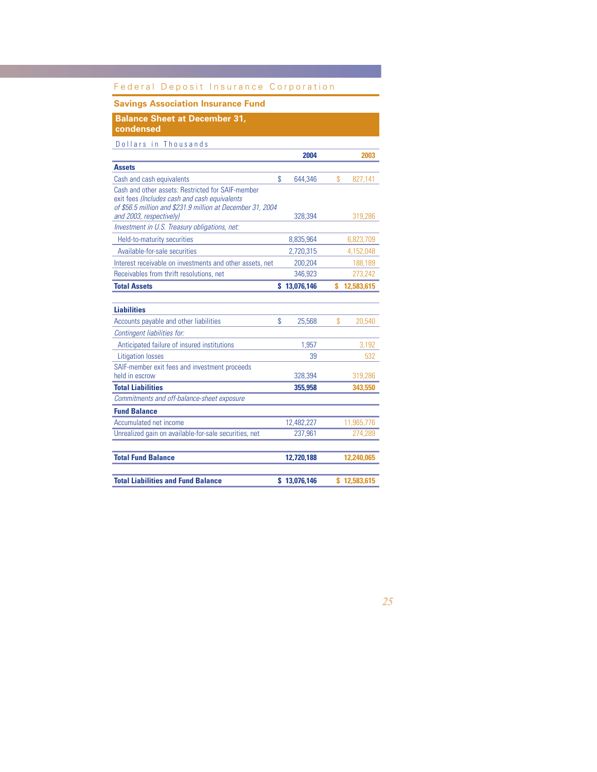## Savings Association Insurance Fund

### Balance Sheet at December 31, condensed

Dollars in Thousands

| | 2004 | 2003 |
|---|---|---|
| **Assets** | | |
| Cash and cash equivalents | $ 644,346 | $ 827,141 |
| Cash and other assets: Restricted for SAIF-member exit fees *(Includes cash and cash equivalents of $56.5 million and $231.9 million at December 31, 2004 and 2003, respectively)* | 328,394 | 319,286 |
| *Investment in U.S. Treasury obligations, net:* | | |
| Held-to-maturity securities | 8,835,964 | 6,823,709 |
| Available-for-sale securities | 2,720,315 | 4,152,048 |
| Interest receivable on investments and other assets, net | 200,204 | 188,189 |
| Receivables from thrift resolutions, net | 346,923 | 273,242 |
| **Total Assets** | **$ 13,076,146** | **$ 12,583,615** |
| **Liabilities** | | |
| Accounts payable and other liabilities | $ 25,568 | $ 20,540 |
| *Contingent liabilities for:* | | |
| Anticipated failure of insured institutions | 1,957 | 3,192 |
| Litigation losses | 39 | 532 |
| SAIF-member exit fees and investment proceeds held in escrow | 328,394 | 319,286 |
| **Total Liabilities** | **355,958** | **343,550** |
| *Commitments and off-balance-sheet exposure* | | |
| **Fund Balance** | | |
| Accumulated net income | 12,482,227 | 11,965,776 |
| Unrealized gain on available-for-sale securities, net | 237,961 | 274,289 |
| **Total Fund Balance** | **12,720,188** | **12,240,065** |
| **Total Liabilities and Fund Balance** | **$ 13,076,146** | **$ 12,583,615** |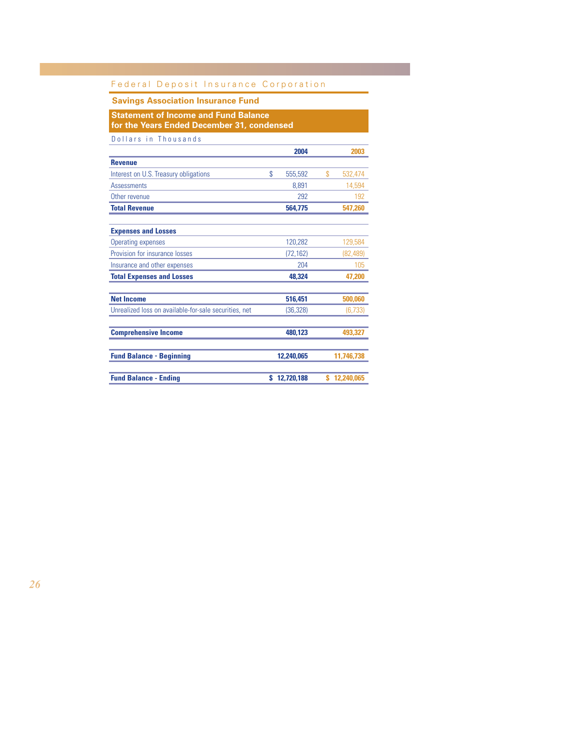## Savings Association Insurance Fund

### Statement of Income and Fund Balance for the Years Ended December 31, condensed

Dollars in Thousands

| | 2004 | 2003 |
|---|---|---|
| **Revenue** | | |
| Interest on U.S. Treasury obligations | $ 555,592 | $ 532,474 |
| Assessments | 8,891 | 14,594 |
| Other revenue | 292 | 192 |
| **Total Revenue** | **564,775** | **547,260** |
| | | |
| **Expenses and Losses** | | |
| Operating expenses | 120,282 | 129,584 |
| Provision for insurance losses | (72,162) | (82,489) |
| Insurance and other expenses | 204 | 105 |
| **Total Expenses and Losses** | **48,324** | **47,200** |
| | | |
| **Net Income** | **516,451** | **500,060** |
| Unrealized loss on available-for-sale securities, net | (36,328) | (6,733) |
| | | |
| **Comprehensive Income** | **480,123** | **493,327** |
| | | |
| **Fund Balance - Beginning** | **12,240,065** | **11,746,738** |
| | | |
| **Fund Balance - Ending** | **$ 12,720,188** | **$ 12,240,065** |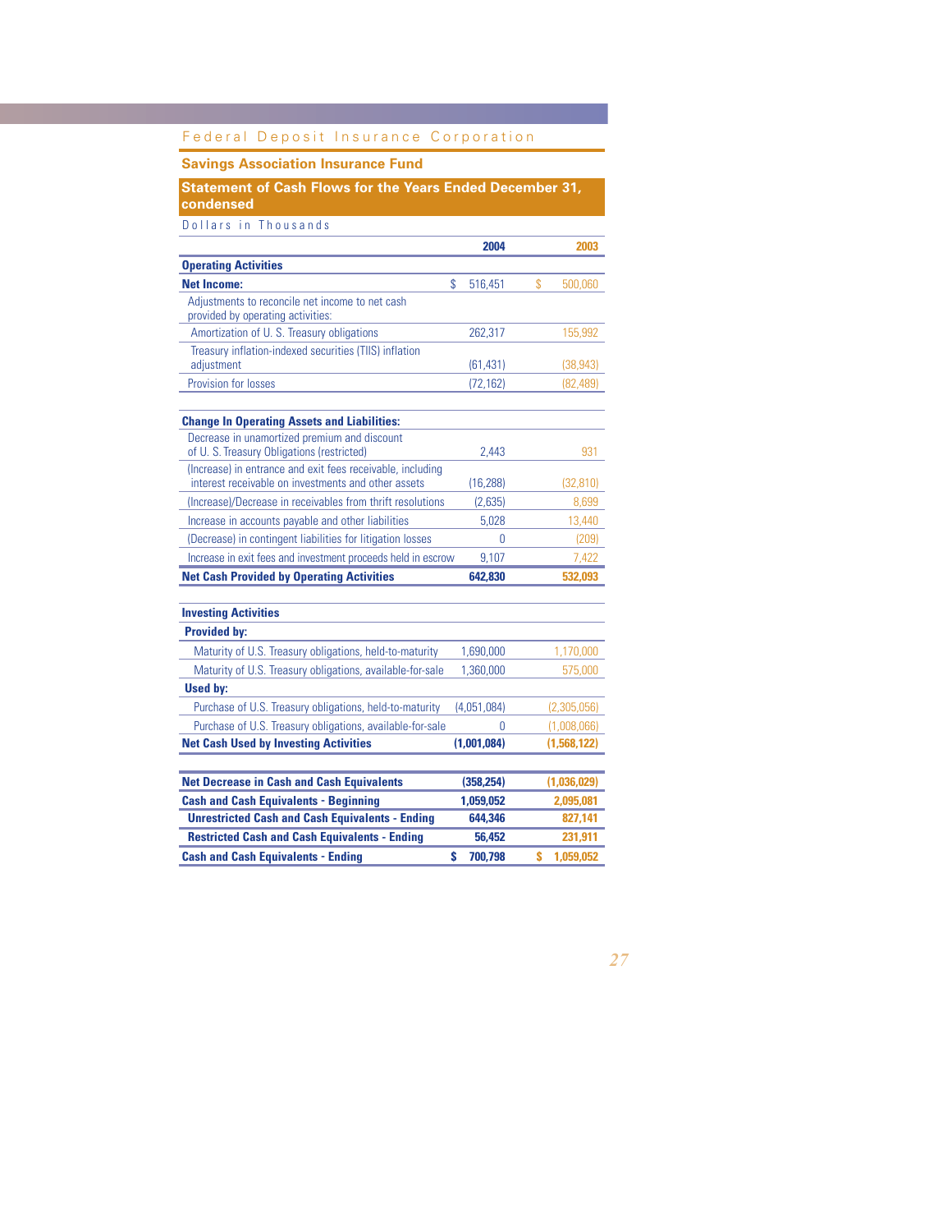## Savings Association Insurance Fund

### Statement of Cash Flows for the Years Ended December 31, condensed

Dollars in Thousands

| | 2004 | 2003 |
|---|---|---|
| **Operating Activities** | | |
| **Net Income:** | $ 516,451 | $ 500,060 |
| Adjustments to reconcile net income to net cash provided by operating activities: | | |
| Amortization of U. S. Treasury obligations | 262,317 | 155,992 |
| Treasury inflation-indexed securities (TIIS) inflation adjustment | (61,431) | (38,943) |
| Provision for losses | (72,162) | (82,489) |
| **Change In Operating Assets and Liabilities:** | | |
| Decrease in unamortized premium and discount of U. S. Treasury Obligations (restricted) | 2,443 | 931 |
| (Increase) in entrance and exit fees receivable, including interest receivable on investments and other assets | (16,288) | (32,810) |
| (Increase)/Decrease in receivables from thrift resolutions | (2,635) | 8,699 |
| Increase in accounts payable and other liabilities | 5,028 | 13,440 |
| (Decrease) in contingent liabilities for litigation losses | 0 | (209) |
| Increase in exit fees and investment proceeds held in escrow | 9,107 | 7,422 |
| **Net Cash Provided by Operating Activities** | **642,830** | **532,093** |
| **Investing Activities** | | |
| **Provided by:** | | |
| Maturity of U.S. Treasury obligations, held-to-maturity | 1,690,000 | 1,170,000 |
| Maturity of U.S. Treasury obligations, available-for-sale | 1,360,000 | 575,000 |
| **Used by:** | | |
| Purchase of U.S. Treasury obligations, held-to-maturity | (4,051,084) | (2,305,056) |
| Purchase of U.S. Treasury obligations, available-for-sale | 0 | (1,008,066) |
| **Net Cash Used by Investing Activities** | **(1,001,084)** | **(1,568,122)** |
| **Net Decrease in Cash and Cash Equivalents** | **(358,254)** | **(1,036,029)** |
| **Cash and Cash Equivalents - Beginning** | **1,059,052** | **2,095,081** |
| **Unrestricted Cash and Cash Equivalents - Ending** | **644,346** | **827,141** |
| **Restricted Cash and Cash Equivalents - Ending** | **56,452** | **231,911** |
| **Cash and Cash Equivalents - Ending** | **$ 700,798** | **$ 1,059,052** |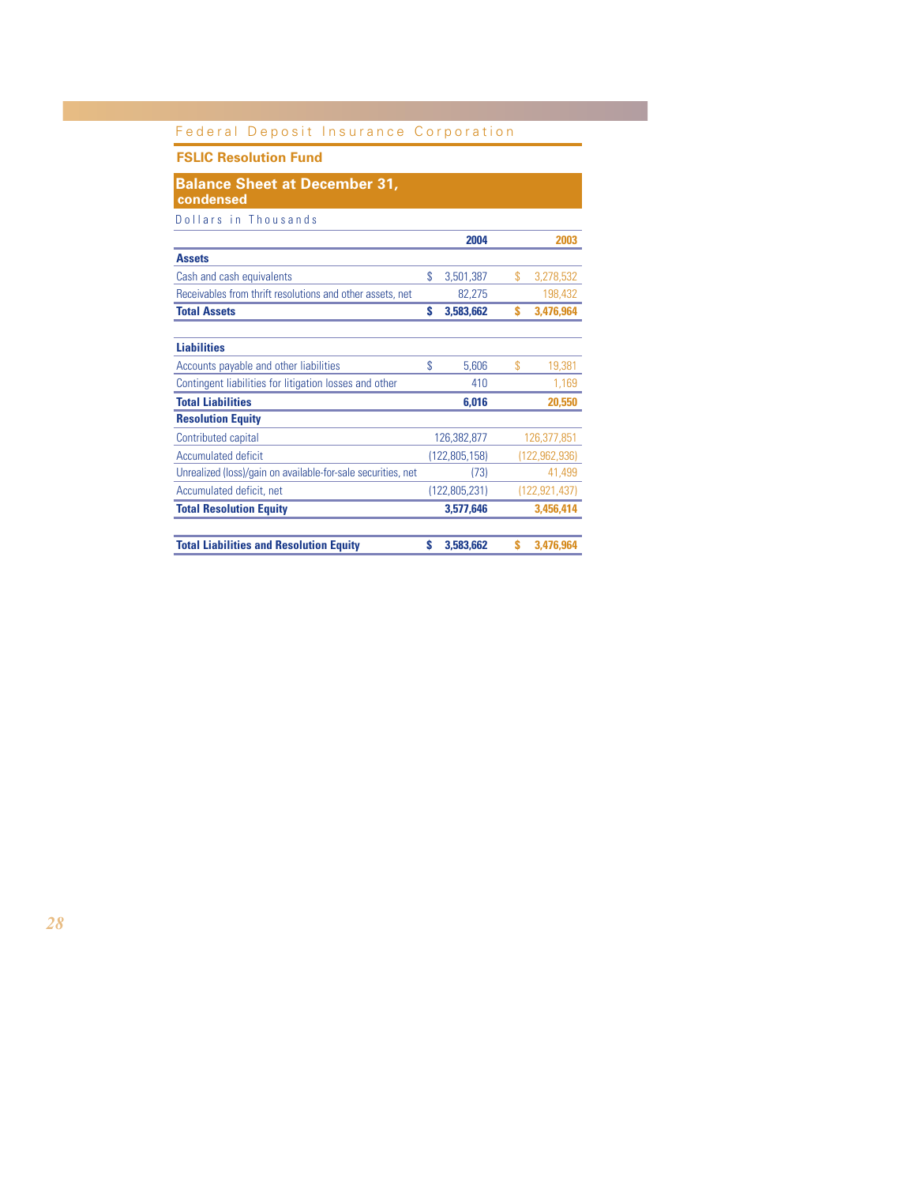## FSLIC Resolution Fund

### Balance Sheet at December 31, condensed

Dollars in Thousands

| | 2004 | 2003 |
|---|---|---|
| **Assets** | | |
| Cash and cash equivalents | $ 3,501,387 | $ 3,278,532 |
| Receivables from thrift resolutions and other assets, net | 82,275 | 198,432 |
| **Total Assets** | **$ 3,583,662** | **$ 3,476,964** |
| | | |
| **Liabilities** | | |
| Accounts payable and other liabilities | $ 5,606 | $ 19,381 |
| Contingent liabilities for litigation losses and other | 410 | 1,169 |
| **Total Liabilities** | **6,016** | **20,550** |
| **Resolution Equity** | | |
| Contributed capital | 126,382,877 | 126,377,851 |
| Accumulated deficit | (122,805,158) | (122,962,936) |
| Unrealized (loss)/gain on available-for-sale securities, net | (73) | 41,499 |
| Accumulated deficit, net | (122,805,231) | (122,921,437) |
| **Total Resolution Equity** | **3,577,646** | **3,456,414** |
| | | |
| **Total Liabilities and Resolution Equity** | **$ 3,583,662** | **$ 3,476,964** |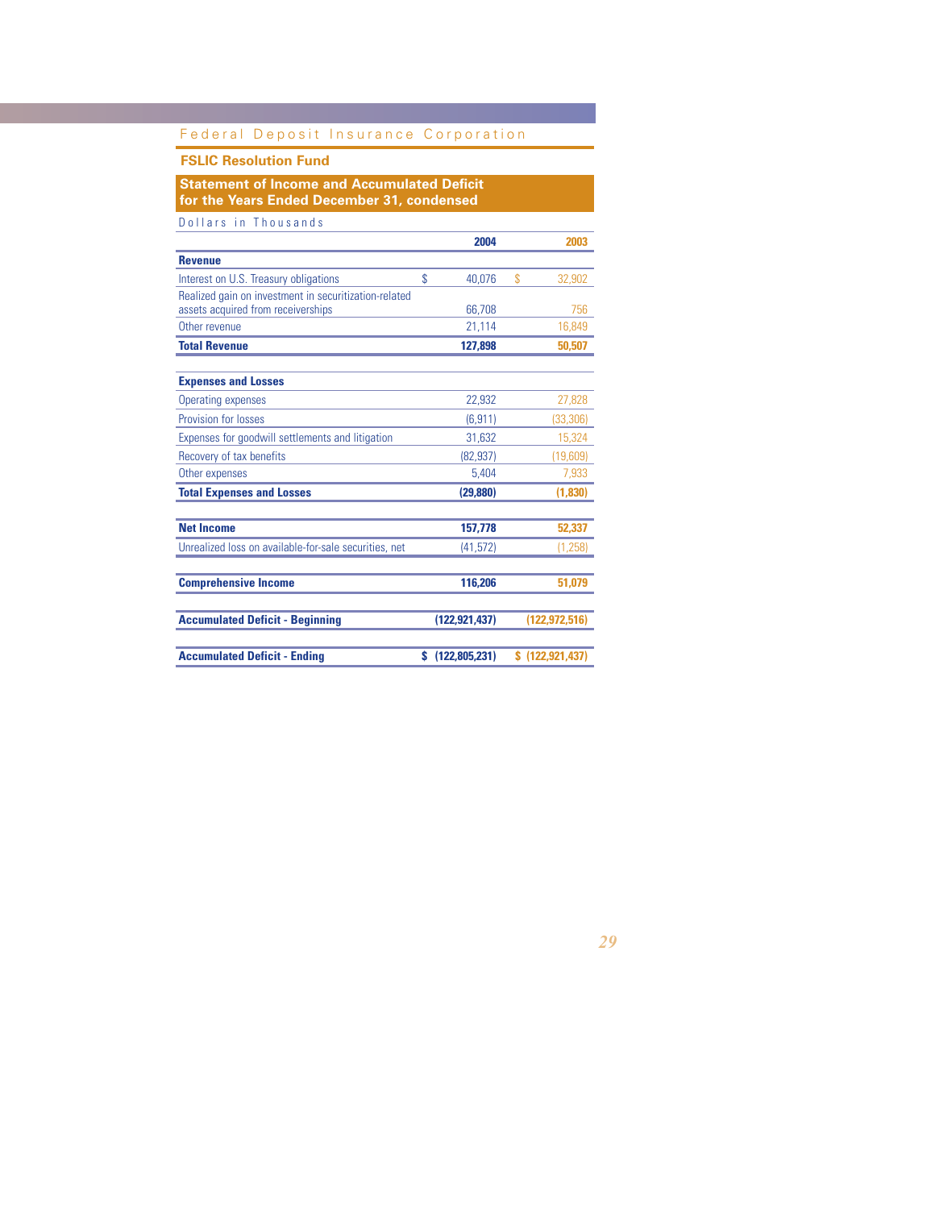## FSLIC Resolution Fund

### Statement of Income and Accumulated Deficit for the Years Ended December 31, condensed

Dollars in Thousands

| | 2004 | 2003 |
|---|---|---|
| **Revenue** | | |
| Interest on U.S. Treasury obligations | $ 40,076 | $ 32,902 |
| Realized gain on investment in securitization-related assets acquired from receiverships | 66,708 | 756 |
| Other revenue | 21,114 | 16,849 |
| **Total Revenue** | **127,898** | **50,507** |
| **Expenses and Losses** | | |
| Operating expenses | 22,932 | 27,828 |
| Provision for losses | (6,911) | (33,306) |
| Expenses for goodwill settlements and litigation | 31,632 | 15,324 |
| Recovery of tax benefits | (82,937) | (19,609) |
| Other expenses | 5,404 | 7,933 |
| **Total Expenses and Losses** | **(29,880)** | **(1,830)** |
| **Net Income** | **157,778** | **52,337** |
| Unrealized loss on available-for-sale securities, net | (41,572) | (1,258) |
| **Comprehensive Income** | **116,206** | **51,079** |
| **Accumulated Deficit - Beginning** | **(122,921,437)** | **(122,972,516)** |
| **Accumulated Deficit - Ending** | **$ (122,805,231)** | **$ (122,921,437)** |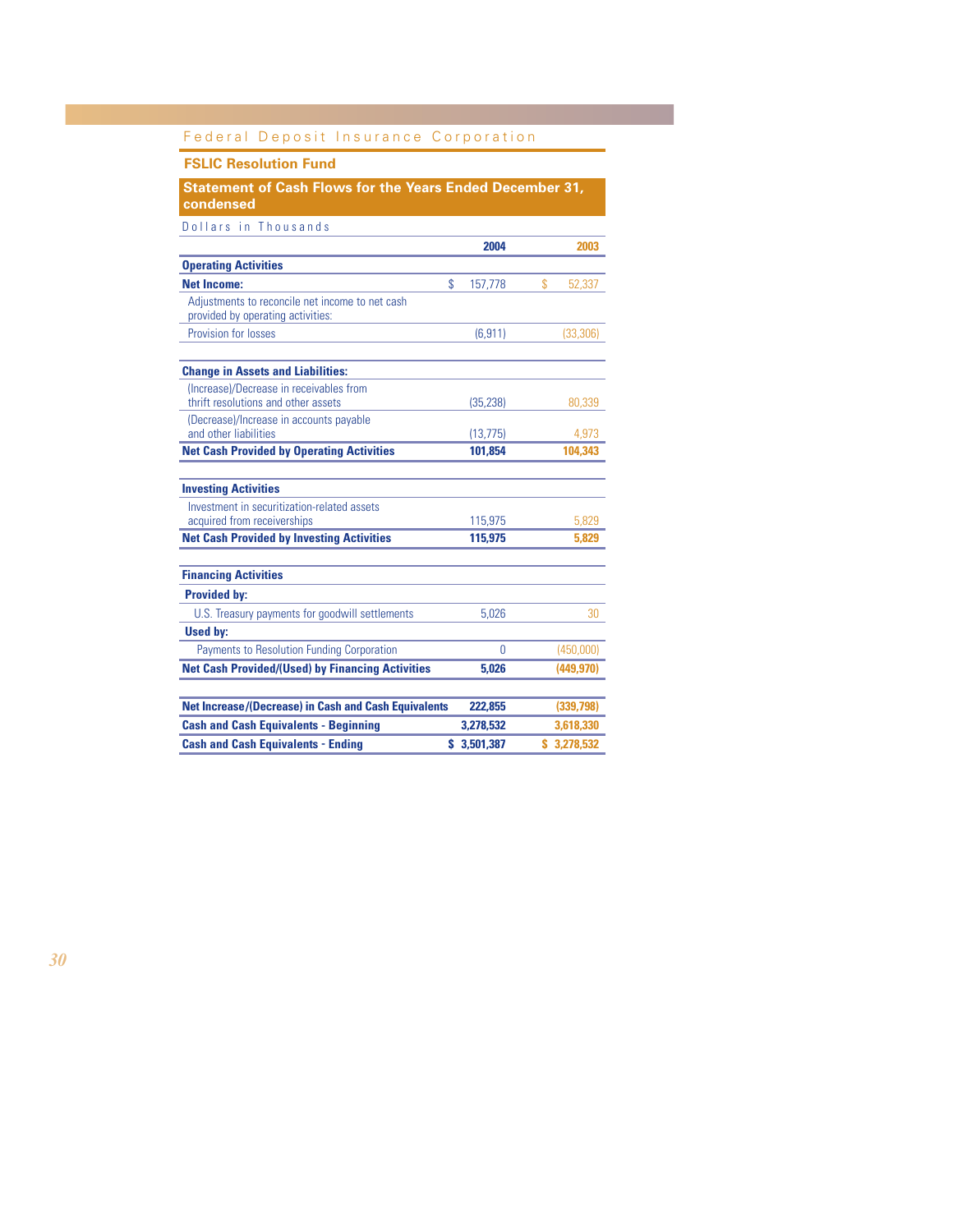## FSLIC Resolution Fund

### Statement of Cash Flows for the Years Ended December 31, condensed

Dollars in Thousands

| | 2004 | 2003 |
|---|---|---|
| **Operating Activities** | | |
| **Net Income:** | $ 157,778 | $ 52,337 |
| Adjustments to reconcile net income to net cash provided by operating activities: | | |
| Provision for losses | (6,911) | (33,306) |
| **Change in Assets and Liabilities:** | | |
| (Increase)/Decrease in receivables from thrift resolutions and other assets | (35,238) | 80,339 |
| (Decrease)/Increase in accounts payable and other liabilities | (13,775) | 4,973 |
| **Net Cash Provided by Operating Activities** | **101,854** | **104,343** |
| **Investing Activities** | | |
| Investment in securitization-related assets acquired from receiverships | 115,975 | 5,829 |
| **Net Cash Provided by Investing Activities** | **115,975** | **5,829** |
| **Financing Activities** | | |
| **Provided by:** | | |
| U.S. Treasury payments for goodwill settlements | 5,026 | 30 |
| **Used by:** | | |
| Payments to Resolution Funding Corporation | 0 | (450,000) |
| **Net Cash Provided/(Used) by Financing Activities** | **5,026** | **(449,970)** |
| **Net Increase/(Decrease) in Cash and Cash Equivalents** | **222,855** | **(339,798)** |
| **Cash and Cash Equivalents - Beginning** | **3,278,532** | **3,618,330** |
| **Cash and Cash Equivalents - Ending** | **$ 3,501,387** | **$ 3,278,532** |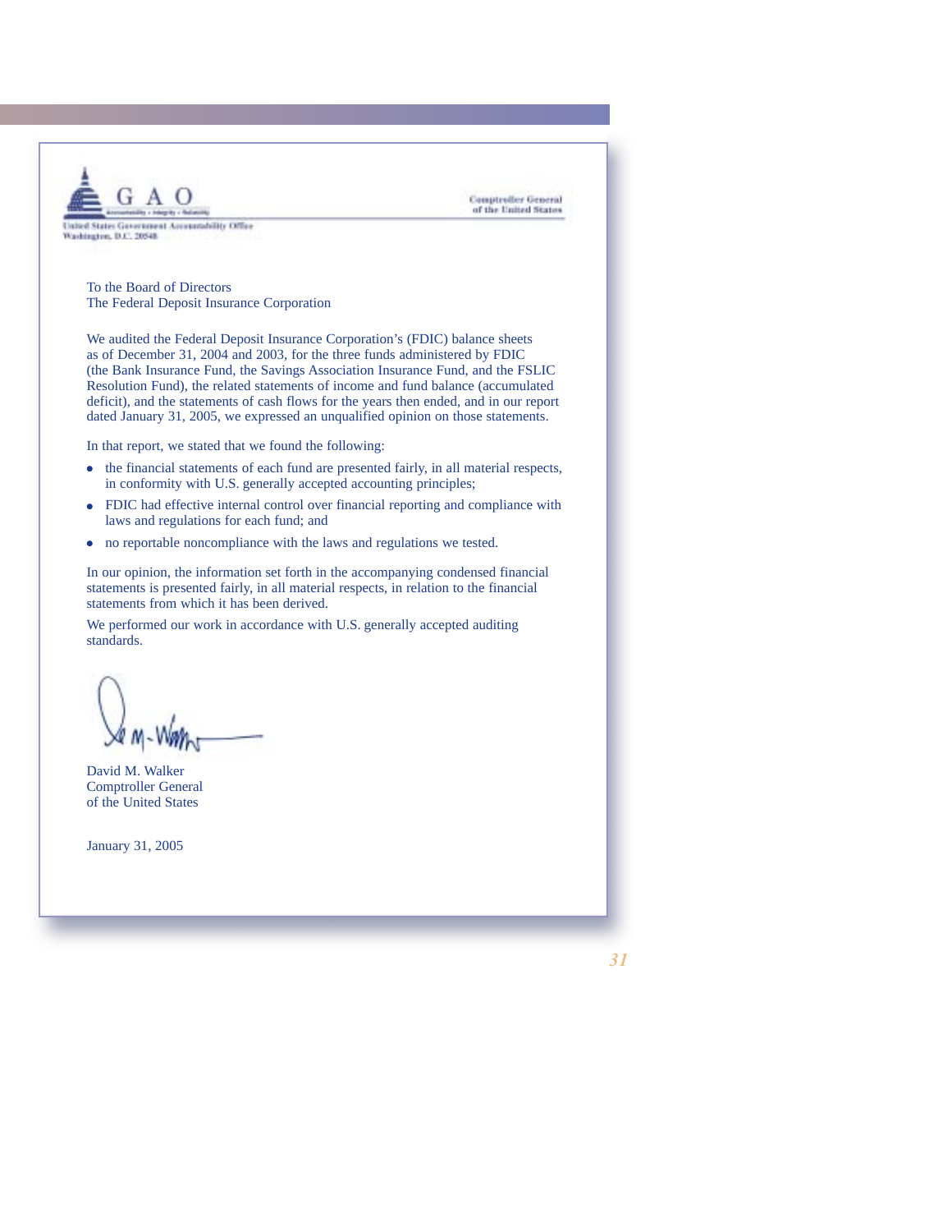GAO

Accountability • Integrity • Reliability

United States Government Accountability Office
Washington, D.C. 20548

Comptroller General
of the United States

To the Board of Directors
The Federal Deposit Insurance Corporation

We audited the Federal Deposit Insurance Corporation's (FDIC) balance sheets as of December 31, 2004 and 2003, for the three funds administered by FDIC (the Bank Insurance Fund, the Savings Association Insurance Fund, and the FSLIC Resolution Fund), the related statements of income and fund balance (accumulated deficit), and the statements of cash flows for the years then ended, and in our report dated January 31, 2005, we expressed an unqualified opinion on those statements.

In that report, we stated that we found the following:

- the financial statements of each fund are presented fairly, in all material respects, in conformity with U.S. generally accepted accounting principles;
- FDIC had effective internal control over financial reporting and compliance with laws and regulations for each fund; and
- no reportable noncompliance with the laws and regulations we tested.

In our opinion, the information set forth in the accompanying condensed financial statements is presented fairly, in all material respects, in relation to the financial statements from which it has been derived.

We performed our work in accordance with U.S. generally accepted auditing standards.

David M. Walker
Comptroller General
of the United States

January 31, 2005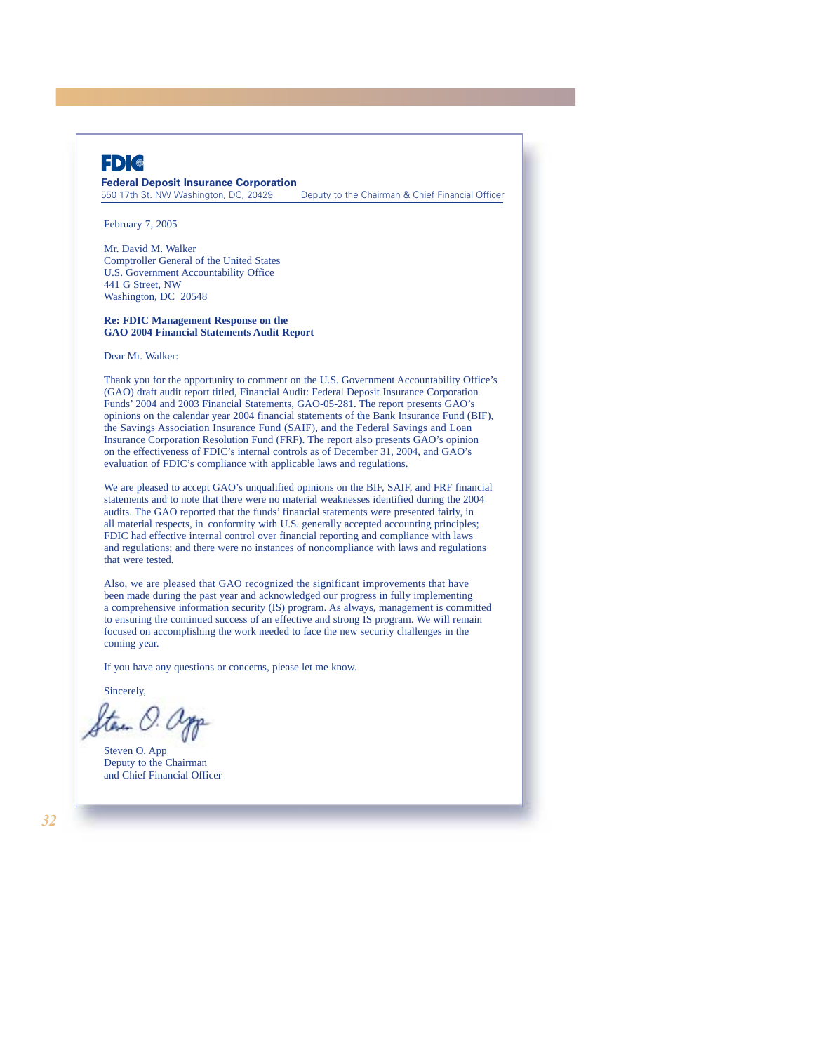**FDIC**

**Federal Deposit Insurance Corporation**
550 17th St. NW Washington, DC, 20429 Deputy to the Chairman & Chief Financial Officer

February 7, 2005

Mr. David M. Walker
Comptroller General of the United States
U.S. Government Accountability Office
441 G Street, NW
Washington, DC 20548

**Re: FDIC Management Response on the GAO 2004 Financial Statements Audit Report**

Dear Mr. Walker:

Thank you for the opportunity to comment on the U.S. Government Accountability Office's (GAO) draft audit report titled, Financial Audit: Federal Deposit Insurance Corporation Funds' 2004 and 2003 Financial Statements, GAO-05-281. The report presents GAO's opinions on the calendar year 2004 financial statements of the Bank Insurance Fund (BIF), the Savings Association Insurance Fund (SAIF), and the Federal Savings and Loan Insurance Corporation Resolution Fund (FRF). The report also presents GAO's opinion on the effectiveness of FDIC's internal controls as of December 31, 2004, and GAO's evaluation of FDIC's compliance with applicable laws and regulations.

We are pleased to accept GAO's unqualified opinions on the BIF, SAIF, and FRF financial statements and to note that there were no material weaknesses identified during the 2004 audits. The GAO reported that the funds' financial statements were presented fairly, in all material respects, in conformity with U.S. generally accepted accounting principles; FDIC had effective internal control over financial reporting and compliance with laws and regulations; and there were no instances of noncompliance with laws and regulations that were tested.

Also, we are pleased that GAO recognized the significant improvements that have been made during the past year and acknowledged our progress in fully implementing a comprehensive information security (IS) program. As always, management is committed to ensuring the continued success of an effective and strong IS program. We will remain focused on accomplishing the work needed to face the new security challenges in the coming year.

If you have any questions or concerns, please let me know.

Sincerely,

Steven O. App
Deputy to the Chairman
and Chief Financial Officer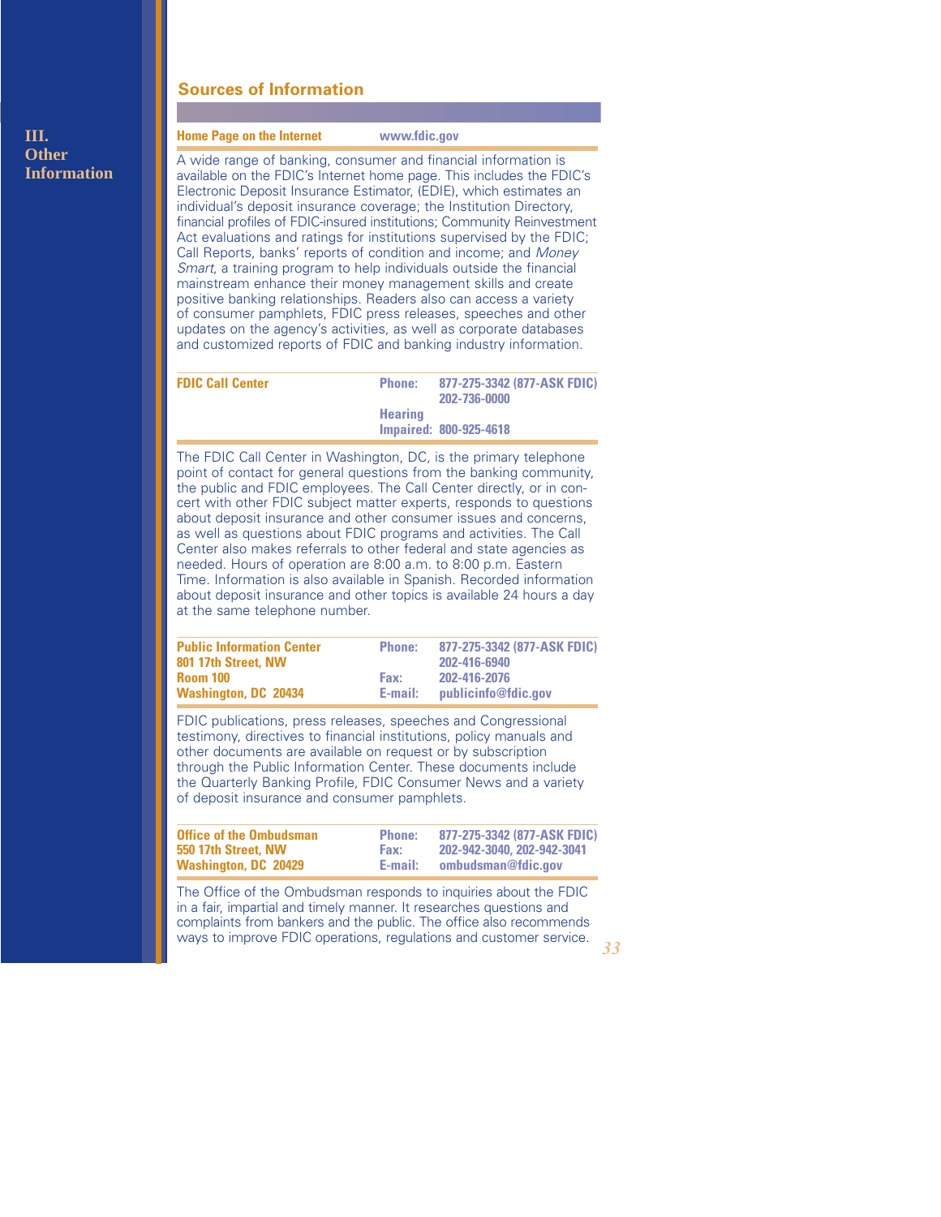## Sources of Information

**Home Page on the Internet** **www.fdic.gov**

A wide range of banking, consumer and financial information is available on the FDIC's Internet home page. This includes the FDIC's Electronic Deposit Insurance Estimator, (EDIE), which estimates an individual's deposit insurance coverage; the Institution Directory, financial profiles of FDIC-insured institutions; Community Reinvestment Act evaluations and ratings for institutions supervised by the FDIC; Call Reports, banks' reports of condition and income; and *Money Smart*, a training program to help individuals outside the financial mainstream enhance their money management skills and create positive banking relationships. Readers also can access a variety of consumer pamphlets, FDIC press releases, speeches and other updates on the agency's activities, as well as corporate databases and customized reports of FDIC and banking industry information.

| **FDIC Call Center** | **Phone:** | **877-275-3342 (877-ASK FDIC)** |
|---|---|---|
| | | **202-736-0000** |
| | **Hearing Impaired:** | **800-925-4618** |

The FDIC Call Center in Washington, DC, is the primary telephone point of contact for general questions from the banking community, the public and FDIC employees. The Call Center directly, or in concert with other FDIC subject matter experts, responds to questions about deposit insurance and other consumer issues and concerns, as well as questions about FDIC programs and activities. The Call Center also makes referrals to other federal and state agencies as needed. Hours of operation are 8:00 a.m. to 8:00 p.m. Eastern Time. Information is also available in Spanish. Recorded information about deposit insurance and other topics is available 24 hours a day at the same telephone number.

| **Public Information Center** | **Phone:** | **877-275-3342 (877-ASK FDIC)** |
|---|---|---|
| **801 17th Street, NW** | | **202-416-6940** |
| **Room 100** | **Fax:** | **202-416-2076** |
| **Washington, DC 20434** | **E-mail:** | **publicinfo@fdic.gov** |

FDIC publications, press releases, speeches and Congressional testimony, directives to financial institutions, policy manuals and other documents are available on request or by subscription through the Public Information Center. These documents include the Quarterly Banking Profile, FDIC Consumer News and a variety of deposit insurance and consumer pamphlets.

| **Office of the Ombudsman** | **Phone:** | **877-275-3342 (877-ASK FDIC)** |
|---|---|---|
| **550 17th Street, NW** | **Fax:** | **202-942-3040, 202-942-3041** |
| **Washington, DC 20429** | **E-mail:** | **ombudsman@fdic.gov** |

The Office of the Ombudsman responds to inquiries about the FDIC in a fair, impartial and timely manner. It researches questions and complaints from bankers and the public. The office also recommends ways to improve FDIC operations, regulations and customer service.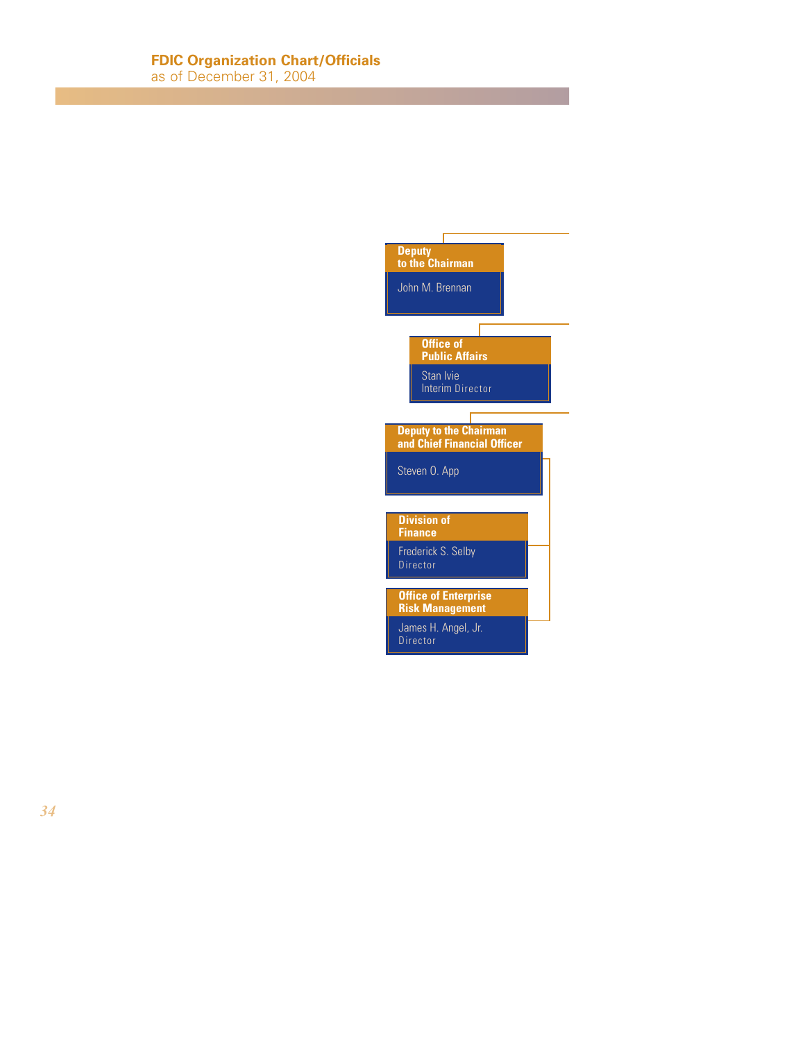# FDIC Organization Chart/Officials

as of December 31, 2004

**Deputy to the Chairman**
John M. Brennan

**Office of Public Affairs**
Stan Ivie
Interim Director

**Deputy to the Chairman and Chief Financial Officer**
Steven O. App

**Division of Finance**
Frederick S. Selby
Director

**Office of Enterprise Risk Management**
James H. Angel, Jr.
Director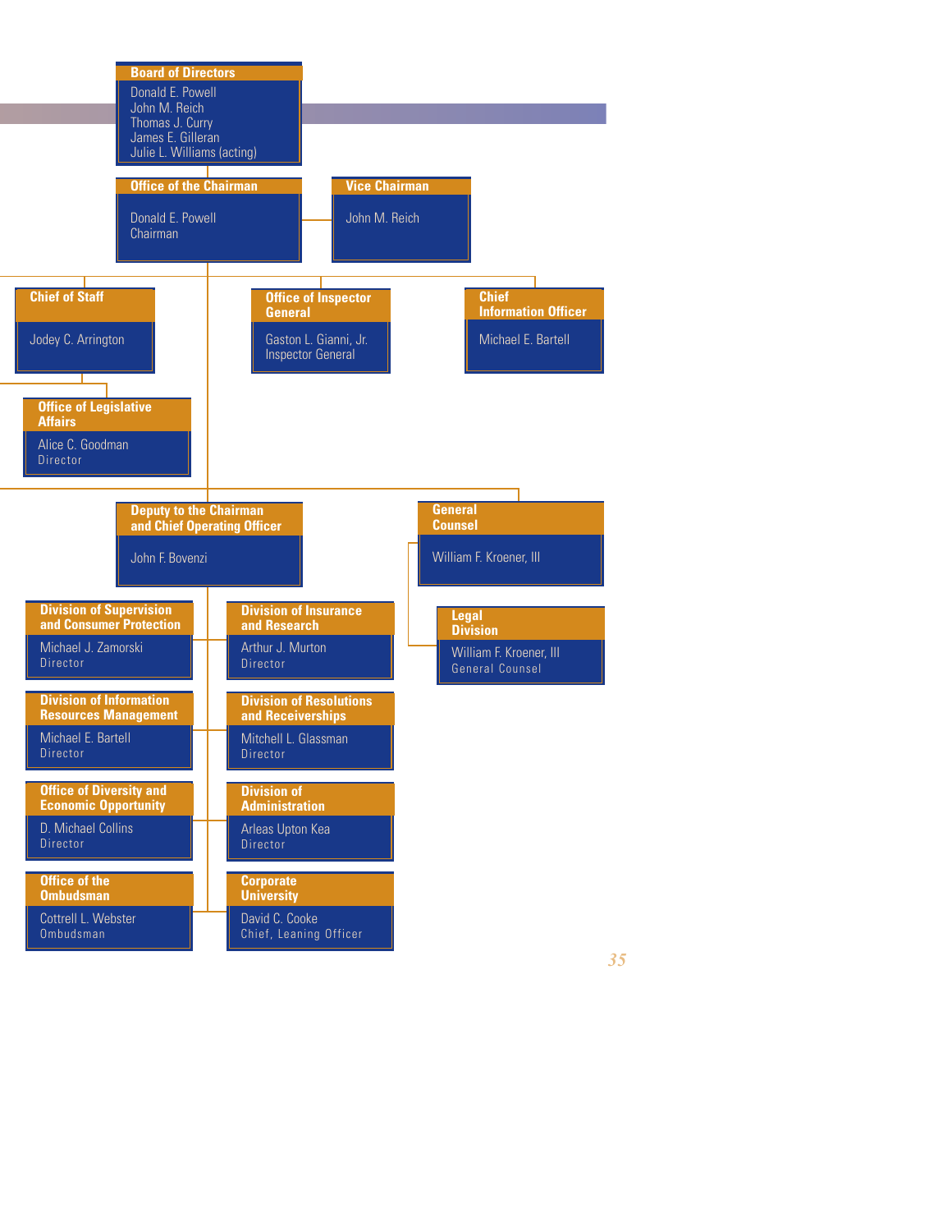**Board of Directors**
Donald E. Powell
John M. Reich
Thomas J. Curry
James E. Gilleran
Julie L. Williams (acting)

**Office of the Chairman**
Donald E. Powell
Chairman

**Vice Chairman**
John M. Reich

**Chief of Staff**
Jodey C. Arrington

**Office of Inspector General**
Gaston L. Gianni, Jr.
Inspector General

**Chief Information Officer**
Michael E. Bartell

**Office of Legislative Affairs**
Alice C. Goodman
Director

**Deputy to the Chairman and Chief Operating Officer**
John F. Bovenzi

**General Counsel**
William F. Kroener, III

**Legal Division**
William F. Kroener, III
General Counsel

**Division of Supervision and Consumer Protection**
Michael J. Zamorski
Director

**Division of Insurance and Research**
Arthur J. Murton
Director

**Division of Information Resources Management**
Michael E. Bartell
Director

**Division of Resolutions and Receiverships**
Mitchell L. Glassman
Director

**Office of Diversity and Economic Opportunity**
D. Michael Collins
Director

**Division of Administration**
Arleas Upton Kea
Director

**Office of the Ombudsman**
Cottrell L. Webster
Ombudsman

**Corporate University**
David C. Cooke
Chief, Leaning Officer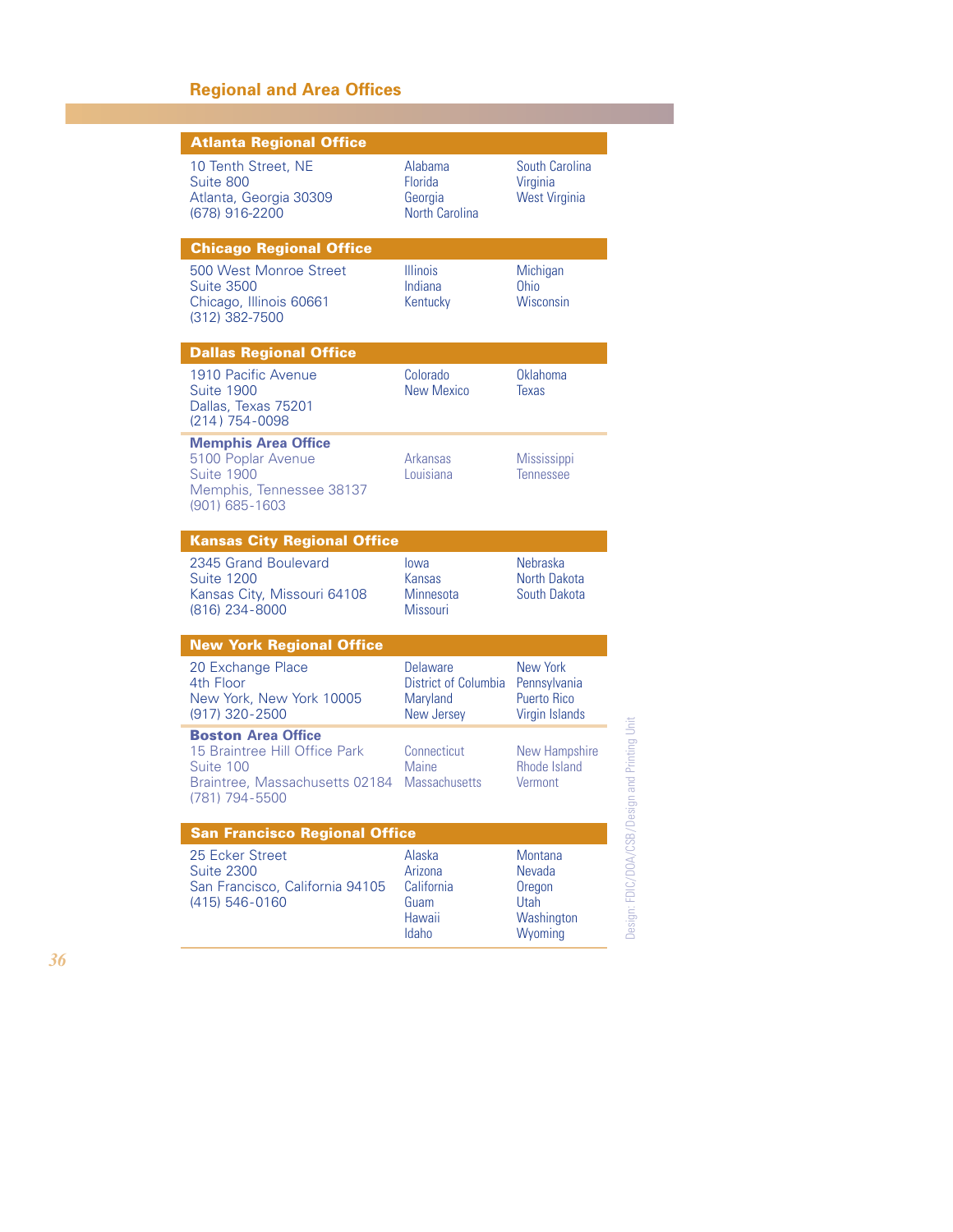## Regional and Area Offices

### Atlanta Regional Office

10 Tenth Street, NE
Suite 800
Atlanta, Georgia 30309
(678) 916-2200

Alabama
Florida
Georgia
North Carolina
South Carolina
Virginia
West Virginia

### Chicago Regional Office

500 West Monroe Street
Suite 3500
Chicago, Illinois 60661
(312) 382-7500

Illinois
Indiana
Kentucky
Michigan
Ohio
Wisconsin

### Dallas Regional Office

1910 Pacific Avenue
Suite 1900
Dallas, Texas 75201
(214) 754-0098

Colorado
New Mexico
Oklahoma
Texas

**Memphis Area Office**

5100 Poplar Avenue
Suite 1900
Memphis, Tennessee 38137
(901) 685-1603

Arkansas
Louisiana
Mississippi
Tennessee

### Kansas City Regional Office

2345 Grand Boulevard
Suite 1200
Kansas City, Missouri 64108
(816) 234-8000

Iowa
Kansas
Minnesota
Missouri
Nebraska
North Dakota
South Dakota

### New York Regional Office

20 Exchange Place
4th Floor
New York, New York 10005
(917) 320-2500

Delaware
District of Columbia
Maryland
New Jersey
New York
Pennsylvania
Puerto Rico
Virgin Islands

**Boston Area Office**

15 Braintree Hill Office Park
Suite 100
Braintree, Massachusetts 02184
(781) 794-5500

Connecticut
Maine
Massachusetts
New Hampshire
Rhode Island
Vermont

### San Francisco Regional Office

25 Ecker Street
Suite 2300
San Francisco, California 94105
(415) 546-0160

Alaska
Arizona
California
Guam
Hawaii
Idaho
Montana
Nevada
Oregon
Utah
Washington
Wyoming

Design: FDIC/DOA/CSB/Design and Printing Unit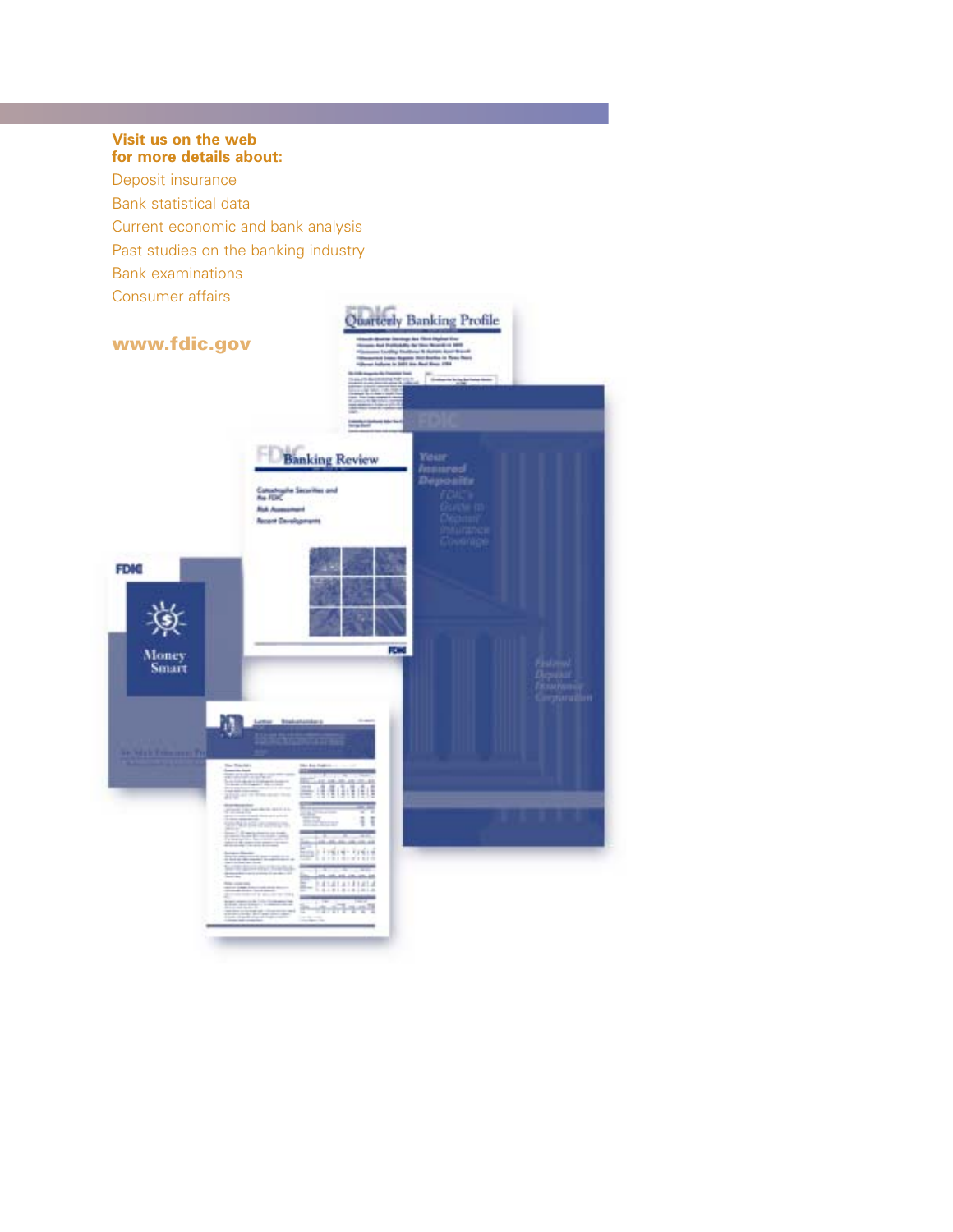**Visit us on the web for more details about:**

Deposit insurance

Bank statistical data

Current economic and bank analysis

Past studies on the banking industry

Bank examinations

Consumer affairs

**www.fdic.gov**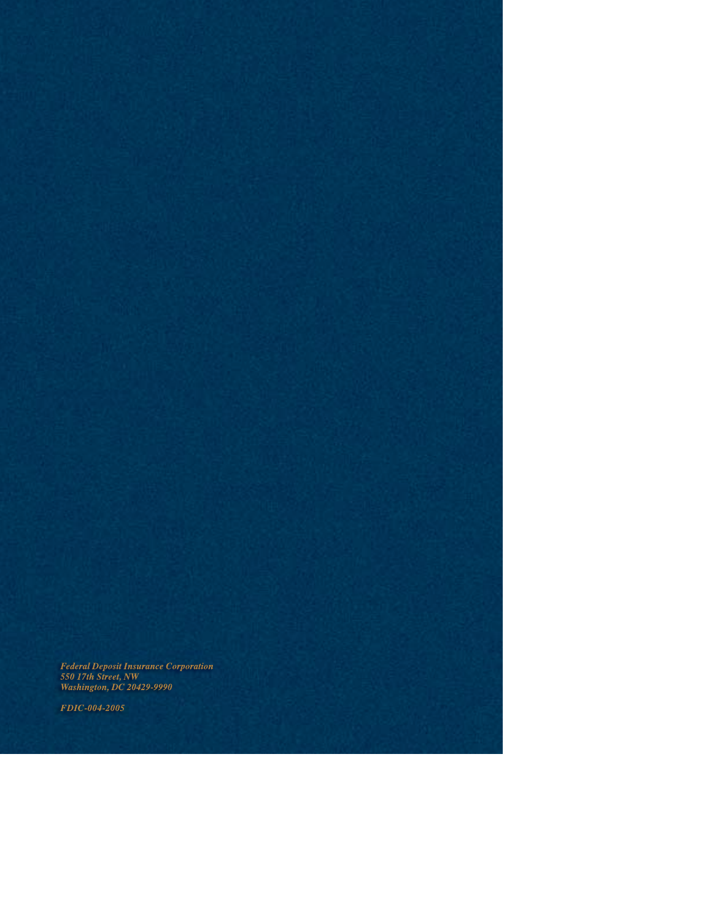*Federal Deposit Insurance Corporation*
*550 17th Street, NW*
*Washington, DC 20429-9990*

*FDIC-004-2005*